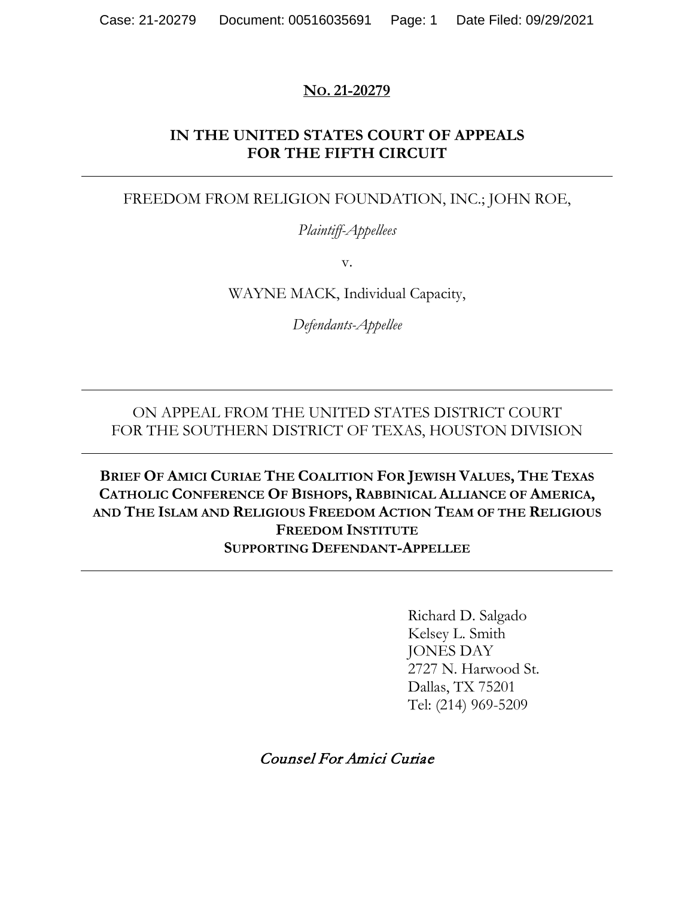**NO. 21-20279**

**IN THE UNITED STATES COURT OF APPEALS**
**FOR THE FIFTH CIRCUIT**

---

FREEDOM FROM RELIGION FOUNDATION, INC.; JOHN ROE,

*Plaintiff-Appellees*

v.

WAYNE MACK, Individual Capacity,

*Defendants-Appellee*

---

ON APPEAL FROM THE UNITED STATES DISTRICT COURT
FOR THE SOUTHERN DISTRICT OF TEXAS, HOUSTON DIVISION

---

**BRIEF OF AMICI CURIAE THE COALITION FOR JEWISH VALUES, THE TEXAS CATHOLIC CONFERENCE OF BISHOPS, RABBINICAL ALLIANCE OF AMERICA, AND THE ISLAM AND RELIGIOUS FREEDOM ACTION TEAM OF THE RELIGIOUS FREEDOM INSTITUTE**
**SUPPORTING DEFENDANT-APPELLEE**

---

Richard D. Salgado
Kelsey L. Smith
JONES DAY
2727 N. Harwood St.
Dallas, TX 75201
Tel: (214) 969-5209

*Counsel For Amici Curiae*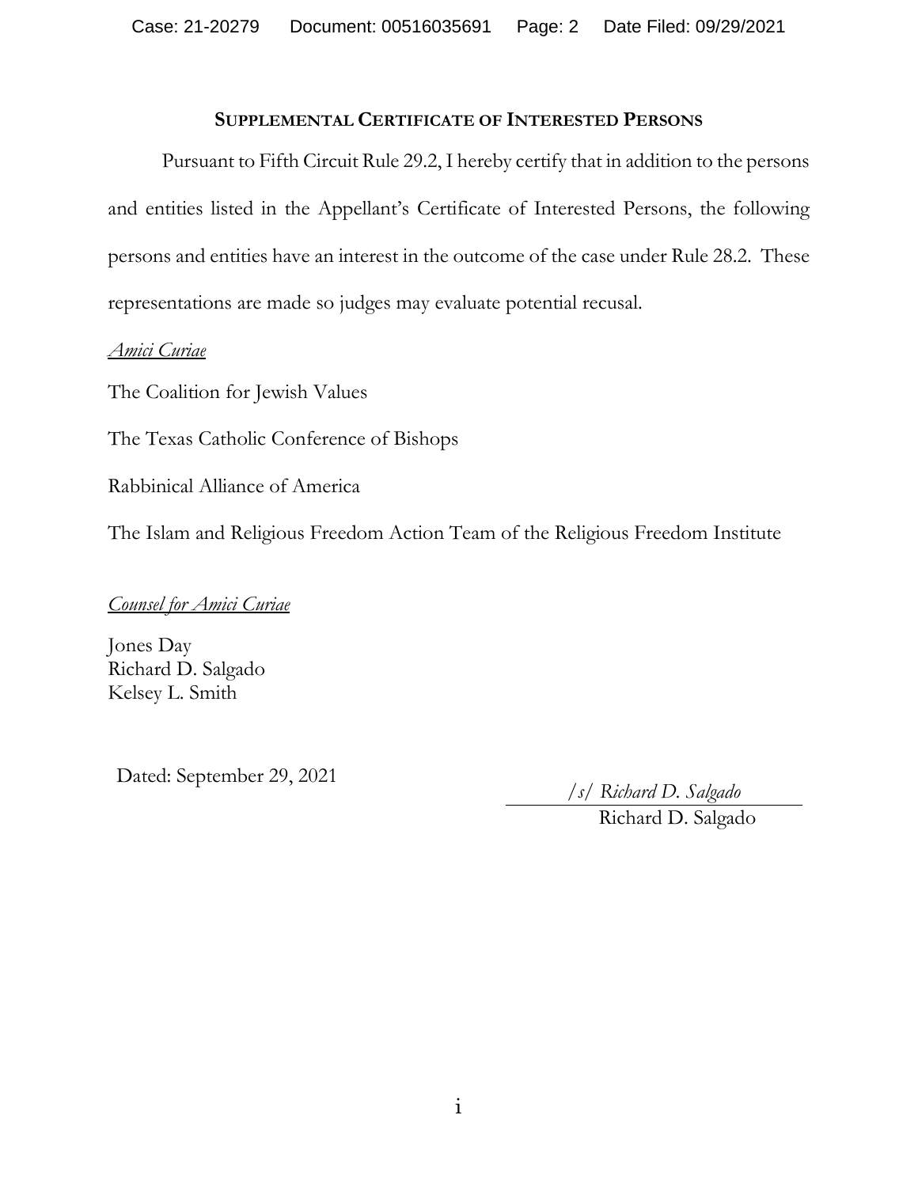## SUPPLEMENTAL CERTIFICATE OF INTERESTED PERSONS

Pursuant to Fifth Circuit Rule 29.2, I hereby certify that in addition to the persons and entities listed in the Appellant's Certificate of Interested Persons, the following persons and entities have an interest in the outcome of the case under Rule 28.2. These representations are made so judges may evaluate potential recusal.

*Amici Curiae*

The Coalition for Jewish Values

The Texas Catholic Conference of Bishops

Rabbinical Alliance of America

The Islam and Religious Freedom Action Team of the Religious Freedom Institute

*Counsel for Amici Curiae*

Jones Day
Richard D. Salgado
Kelsey L. Smith

Dated: September 29, 2021

*/s/ Richard D. Salgado*
Richard D. Salgado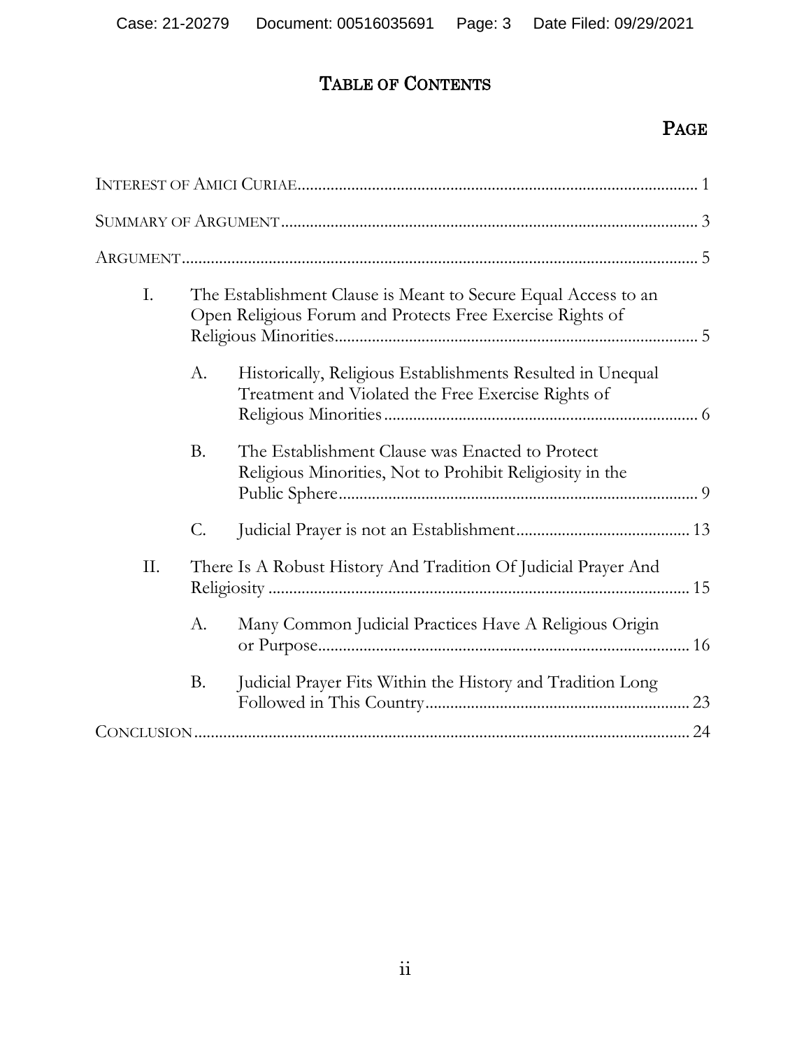# TABLE OF CONTENTS

PAGE

INTEREST OF AMICI CURIAE .......... 1

SUMMARY OF ARGUMENT .......... 3

ARGUMENT .......... 5

I. The Establishment Clause is Meant to Secure Equal Access to an Open Religious Forum and Protects Free Exercise Rights of Religious Minorities .......... 5

  A. Historically, Religious Establishments Resulted in Unequal Treatment and Violated the Free Exercise Rights of Religious Minorities .......... 6

  B. The Establishment Clause was Enacted to Protect Religious Minorities, Not to Prohibit Religiosity in the Public Sphere .......... 9

  C. Judicial Prayer is not an Establishment .......... 13

II. There Is A Robust History And Tradition Of Judicial Prayer And Religiosity .......... 15

  A. Many Common Judicial Practices Have A Religious Origin or Purpose .......... 16

  B. Judicial Prayer Fits Within the History and Tradition Long Followed in This Country .......... 23

CONCLUSION .......... 24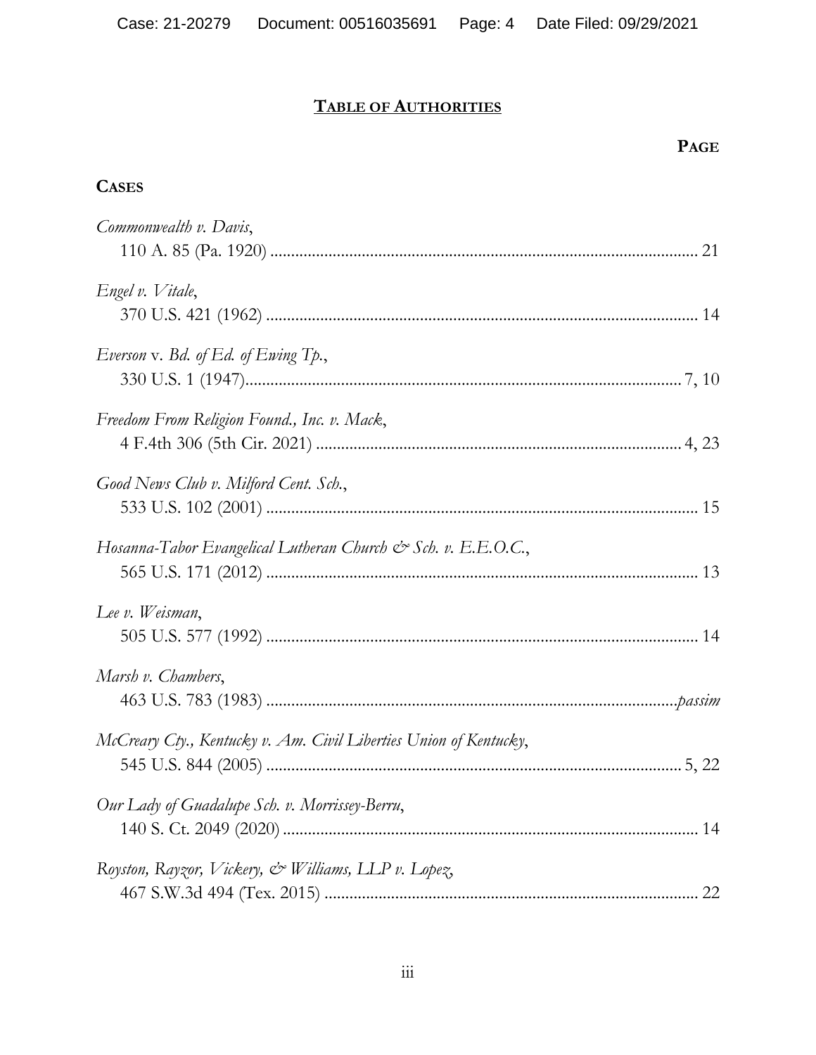# TABLE OF AUTHORITIES

**PAGE**

**CASES**

*Commonwealth v. Davis*,
110 A. 85 (Pa. 1920) ..................................................................................................... 21

*Engel v. Vitale*,
370 U.S. 421 (1962) ...................................................................................................... 14

*Everson* v. *Bd. of Ed. of Ewing Tp.*,
330 U.S. 1 (1947)......................................................................................................... 7, 10

*Freedom From Religion Found., Inc. v. Mack*,
4 F.4th 306 (5th Cir. 2021) ....................................................................................... 4, 23

*Good News Club v. Milford Cent. Sch.*,
533 U.S. 102 (2001) ...................................................................................................... 15

*Hosanna-Tabor Evangelical Lutheran Church & Sch. v. E.E.O.C.*,
565 U.S. 171 (2012) ...................................................................................................... 13

*Lee v. Weisman*,
505 U.S. 577 (1992) ...................................................................................................... 14

*Marsh v. Chambers*,
463 U.S. 783 (1983) ................................................................................................*passim*

*McCreary Cty., Kentucky v. Am. Civil Liberties Union of Kentucky*,
545 U.S. 844 (2005) ................................................................................................... 5, 22

*Our Lady of Guadalupe Sch. v. Morrissey-Berru*,
140 S. Ct. 2049 (2020) .................................................................................................. 14

*Royston, Rayzor, Vickery, & Williams, LLP v. Lopez*,
467 S.W.3d 494 (Tex. 2015) ........................................................................................ 22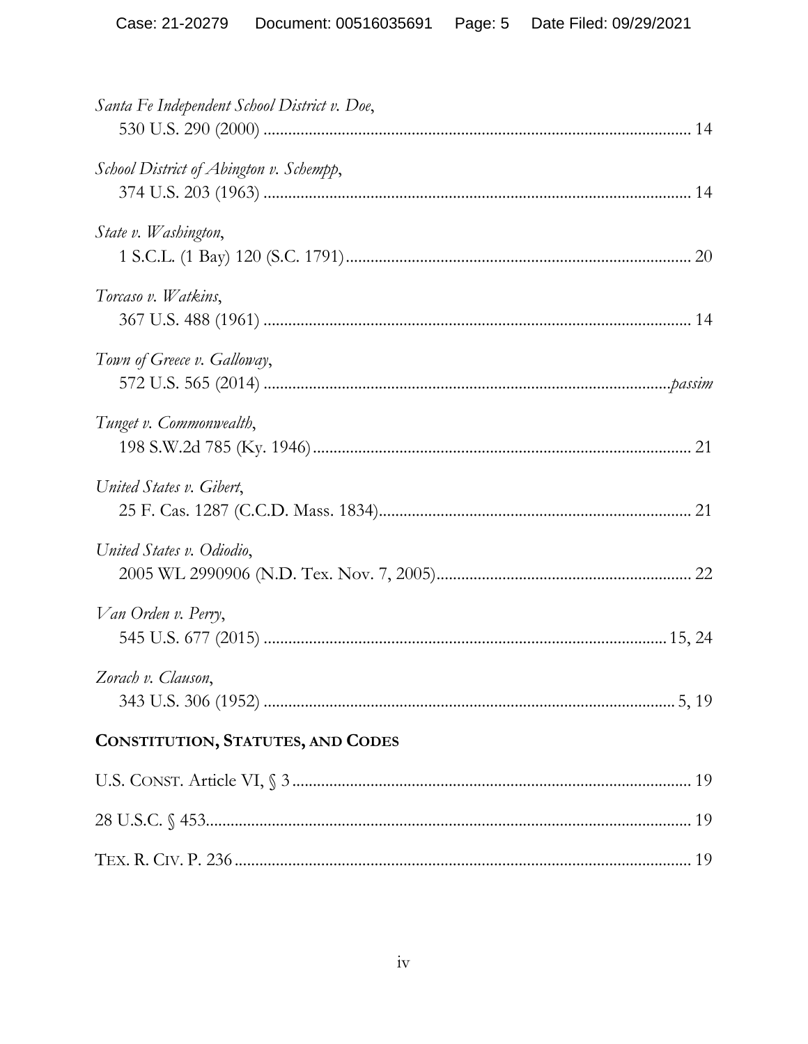*Santa Fe Independent School District v. Doe*,
530 U.S. 290 (2000) .................................................................................................. 14

*School District of Abington v. Schempp*,
374 U.S. 203 (1963) .................................................................................................. 14

*State v. Washington*,
1 S.C.L. (1 Bay) 120 (S.C. 1791) .............................................................................. 20

*Torcaso v. Watkins*,
367 U.S. 488 (1961) .................................................................................................. 14

*Town of Greece v. Galloway*,
572 U.S. 565 (2014) .................................................................................................. *passim*

*Tunget v. Commonwealth*,
198 S.W.2d 785 (Ky. 1946) ....................................................................................... 21

*United States v. Gibert*,
25 F. Cas. 1287 (C.C.D. Mass. 1834) ....................................................................... 21

*United States v. Odiodio*,
2005 WL 2990906 (N.D. Tex. Nov. 7, 2005) ......................................................... 22

*Van Orden v. Perry*,
545 U.S. 677 (2015) .................................................................................................. 15, 24

*Zorach v. Clauson*,
343 U.S. 306 (1952) .................................................................................................. 5, 19

## CONSTITUTION, STATUTES, AND CODES

U.S. CONST. Article VI, § 3 ........................................................................................ 19

28 U.S.C. § 453 ............................................................................................................ 19

TEX. R. CIV. P. 236 ...................................................................................................... 19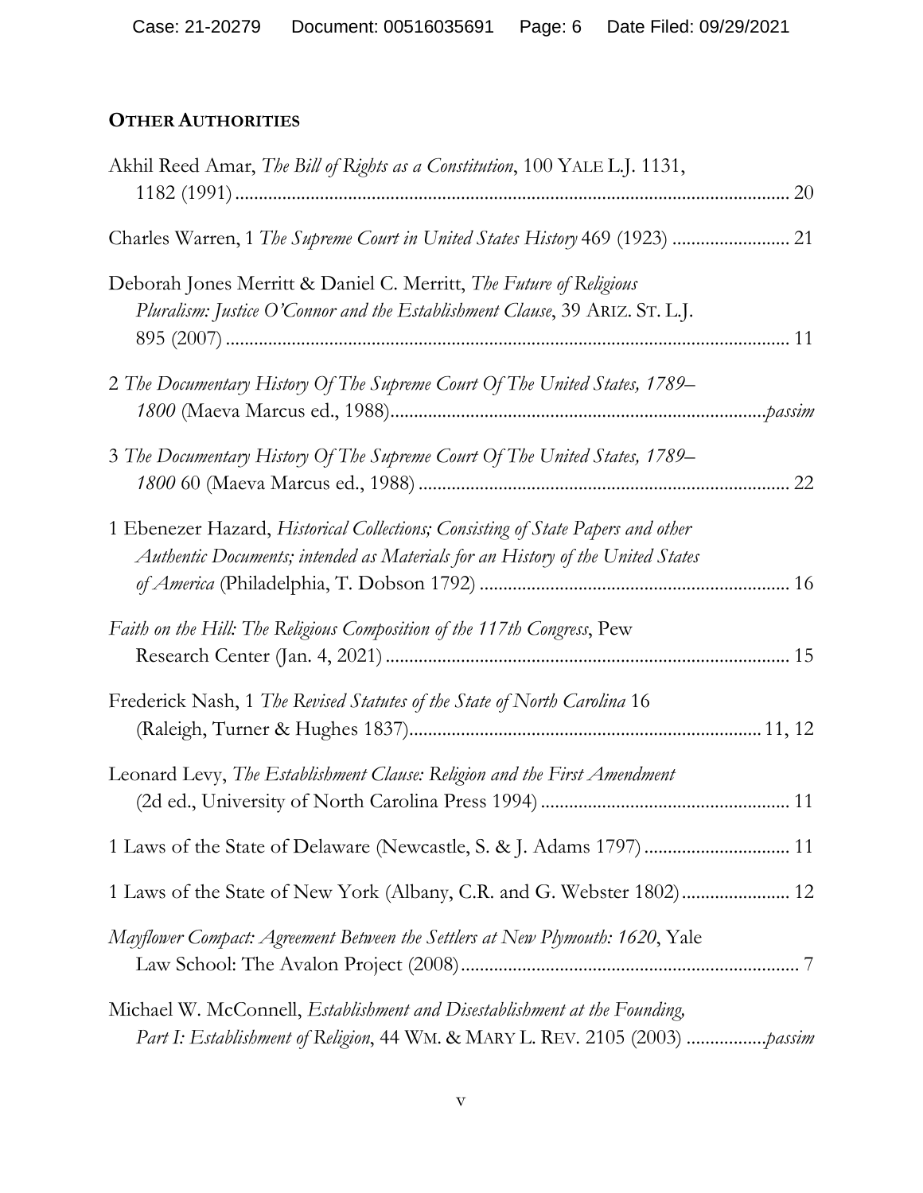**OTHER AUTHORITIES**

Akhil Reed Amar, *The Bill of Rights as a Constitution*, 100 YALE L.J. 1131, 1182 (1991) .......... 20

Charles Warren, 1 *The Supreme Court in United States History* 469 (1923) .......... 21

Deborah Jones Merritt & Daniel C. Merritt, *The Future of Religious Pluralism: Justice O'Connor and the Establishment Clause*, 39 ARIZ. ST. L.J. 895 (2007) .......... 11

2 *The Documentary History Of The Supreme Court Of The United States, 1789–1800* (Maeva Marcus ed., 1988) .......... *passim*

3 *The Documentary History Of The Supreme Court Of The United States, 1789–1800* 60 (Maeva Marcus ed., 1988) .......... 22

1 Ebenezer Hazard, *Historical Collections; Consisting of State Papers and other Authentic Documents; intended as Materials for an History of the United States of America* (Philadelphia, T. Dobson 1792) .......... 16

*Faith on the Hill: The Religious Composition of the 117th Congress*, Pew Research Center (Jan. 4, 2021) .......... 15

Frederick Nash, 1 *The Revised Statutes of the State of North Carolina* 16 (Raleigh, Turner & Hughes 1837) .......... 11, 12

Leonard Levy, *The Establishment Clause: Religion and the First Amendment* (2d ed., University of North Carolina Press 1994) .......... 11

1 Laws of the State of Delaware (Newcastle, S. & J. Adams 1797) .......... 11

1 Laws of the State of New York (Albany, C.R. and G. Webster 1802) .......... 12

*Mayflower Compact: Agreement Between the Settlers at New Plymouth: 1620*, Yale Law School: The Avalon Project (2008) .......... 7

Michael W. McConnell, *Establishment and Disestablishment at the Founding, Part I: Establishment of Religion*, 44 WM. & MARY L. REV. 2105 (2003) .......... *passim*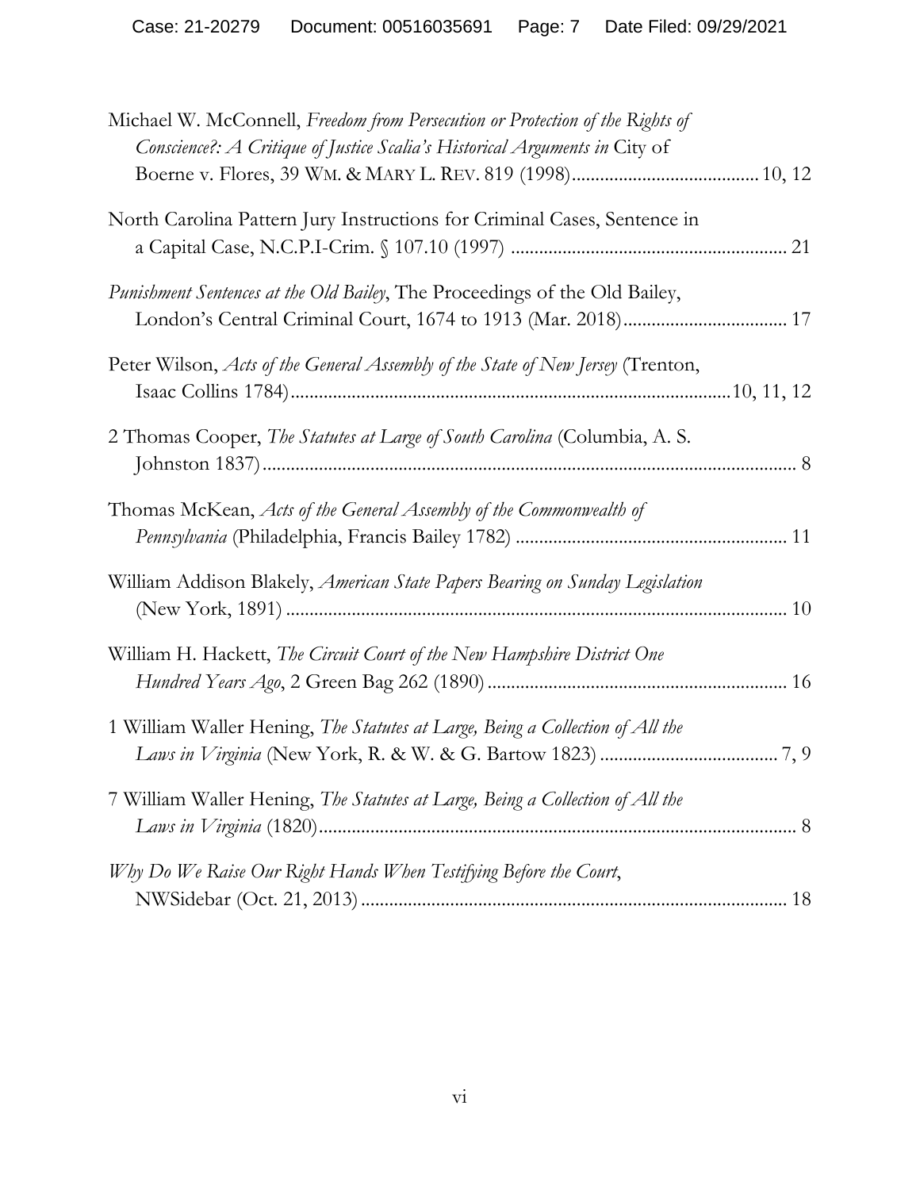Michael W. McConnell, *Freedom from Persecution or Protection of the Rights of Conscience?: A Critique of Justice Scalia's Historical Arguments in* City of Boerne v. Flores, 39 WM. & MARY L. REV. 819 (1998) ........................................ 10, 12

North Carolina Pattern Jury Instructions for Criminal Cases, Sentence in a Capital Case, N.C.P.I-Crim. § 107.10 (1997) ........................................................ 21

*Punishment Sentences at the Old Bailey*, The Proceedings of the Old Bailey, London's Central Criminal Court, 1674 to 1913 (Mar. 2018) .................................. 17

Peter Wilson, *Acts of the General Assembly of the State of New Jersey* (Trenton, Isaac Collins 1784) ........................................................................................ 10, 11, 12

2 Thomas Cooper, *The Statutes at Large of South Carolina* (Columbia, A. S. Johnston 1837) ................................................................................................ 8

Thomas McKean, *Acts of the General Assembly of the Commonwealth of Pennsylvania* (Philadelphia, Francis Bailey 1782) ........................................................ 11

William Addison Blakely, *American State Papers Bearing on Sunday Legislation* (New York, 1891) ........................................................................................ 10

William H. Hackett, *The Circuit Court of the New Hampshire District One Hundred Years Ago*, 2 Green Bag 262 (1890) ............................................................ 16

1 William Waller Hening, *The Statutes at Large, Being a Collection of All the Laws in Virginia* (New York, R. & W. & G. Bartow 1823) ...................................... 7, 9

7 William Waller Hening, *The Statutes at Large, Being a Collection of All the Laws in Virginia* (1820) ..................................................................................... 8

*Why Do We Raise Our Right Hands When Testifying Before the Court*, NWSidebar (Oct. 21, 2013) ......................................................................................... 18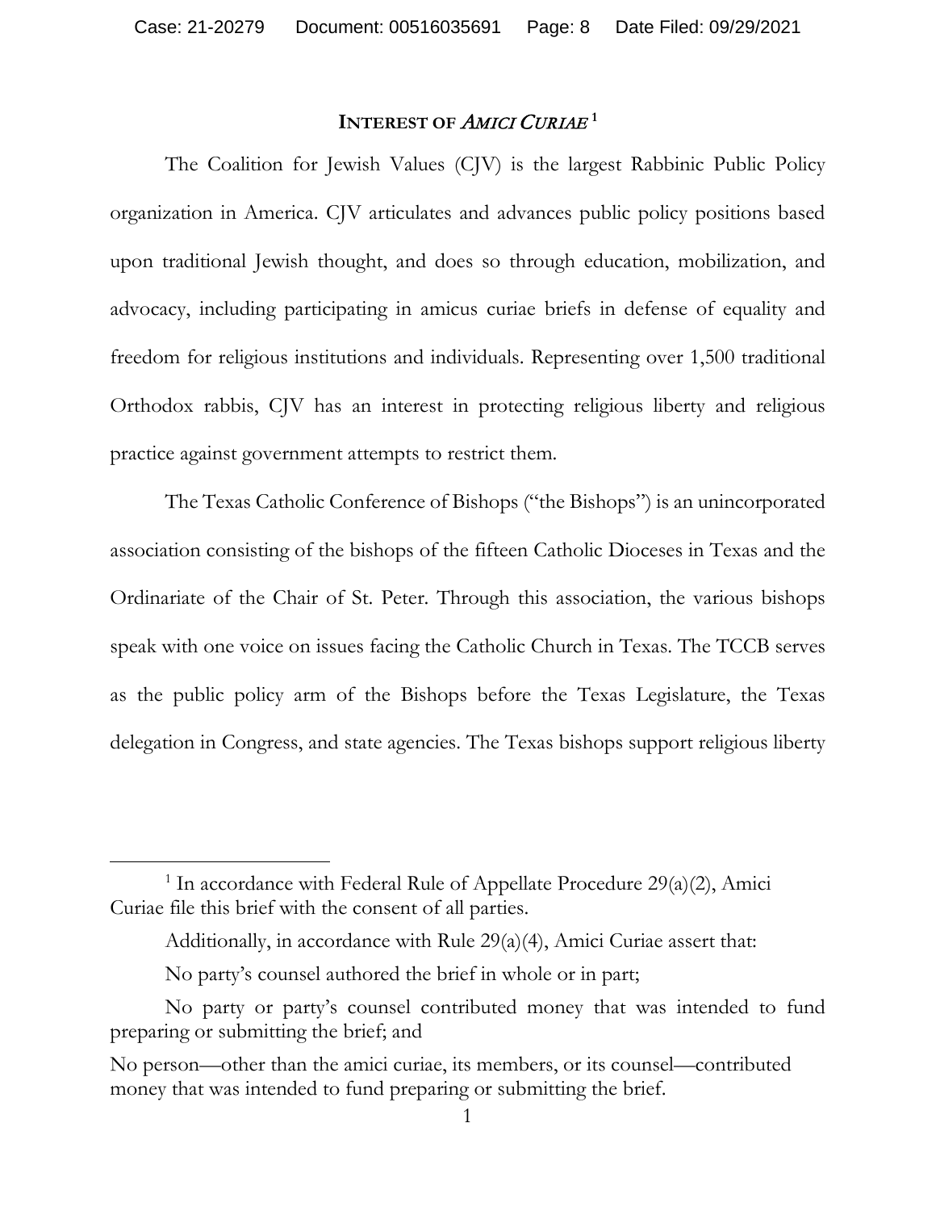## INTEREST OF *AMICI CURIAE*[1]

The Coalition for Jewish Values (CJV) is the largest Rabbinic Public Policy organization in America. CJV articulates and advances public policy positions based upon traditional Jewish thought, and does so through education, mobilization, and advocacy, including participating in amicus curiae briefs in defense of equality and freedom for religious institutions and individuals. Representing over 1,500 traditional Orthodox rabbis, CJV has an interest in protecting religious liberty and religious practice against government attempts to restrict them.

The Texas Catholic Conference of Bishops ("the Bishops") is an unincorporated association consisting of the bishops of the fifteen Catholic Dioceses in Texas and the Ordinariate of the Chair of St. Peter. Through this association, the various bishops speak with one voice on issues facing the Catholic Church in Texas. The TCCB serves as the public policy arm of the Bishops before the Texas Legislature, the Texas delegation in Congress, and state agencies. The Texas bishops support religious liberty

---

[1] In accordance with Federal Rule of Appellate Procedure 29(a)(2), Amici Curiae file this brief with the consent of all parties.

Additionally, in accordance with Rule 29(a)(4), Amici Curiae assert that:

No party's counsel authored the brief in whole or in part;

No party or party's counsel contributed money that was intended to fund preparing or submitting the brief; and

No person—other than the amici curiae, its members, or its counsel—contributed money that was intended to fund preparing or submitting the brief.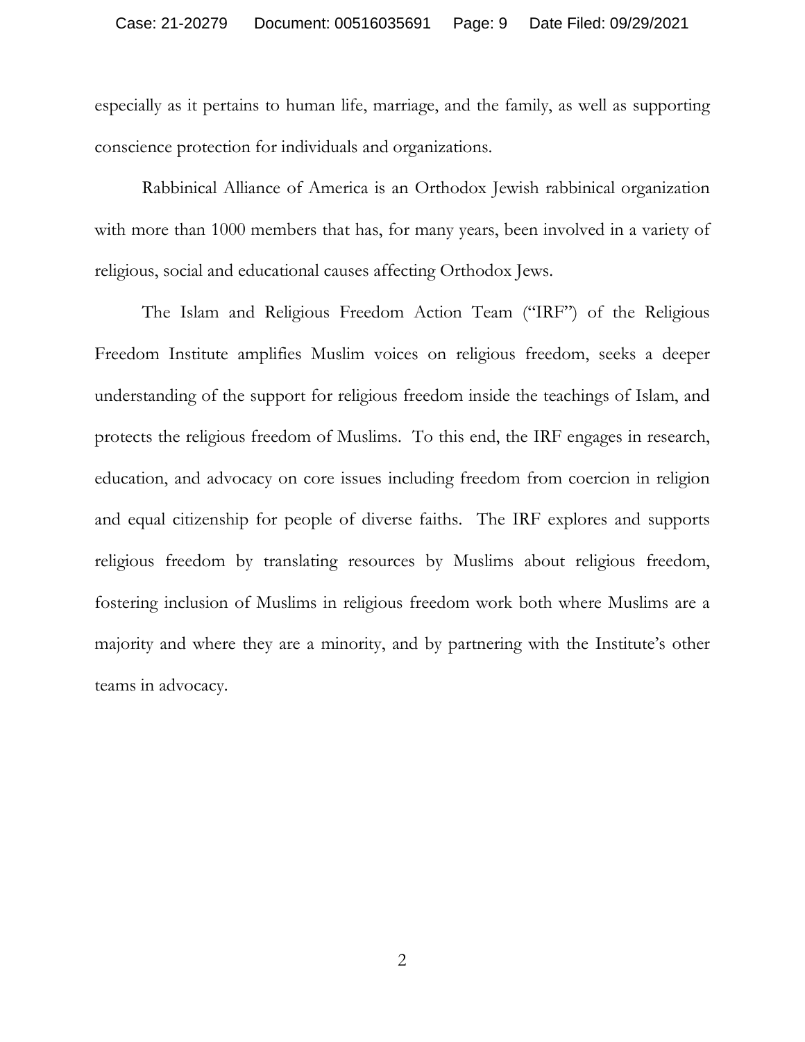especially as it pertains to human life, marriage, and the family, as well as supporting conscience protection for individuals and organizations.

Rabbinical Alliance of America is an Orthodox Jewish rabbinical organization with more than 1000 members that has, for many years, been involved in a variety of religious, social and educational causes affecting Orthodox Jews.

The Islam and Religious Freedom Action Team ("IRF") of the Religious Freedom Institute amplifies Muslim voices on religious freedom, seeks a deeper understanding of the support for religious freedom inside the teachings of Islam, and protects the religious freedom of Muslims. To this end, the IRF engages in research, education, and advocacy on core issues including freedom from coercion in religion and equal citizenship for people of diverse faiths. The IRF explores and supports religious freedom by translating resources by Muslims about religious freedom, fostering inclusion of Muslims in religious freedom work both where Muslims are a majority and where they are a minority, and by partnering with the Institute's other teams in advocacy.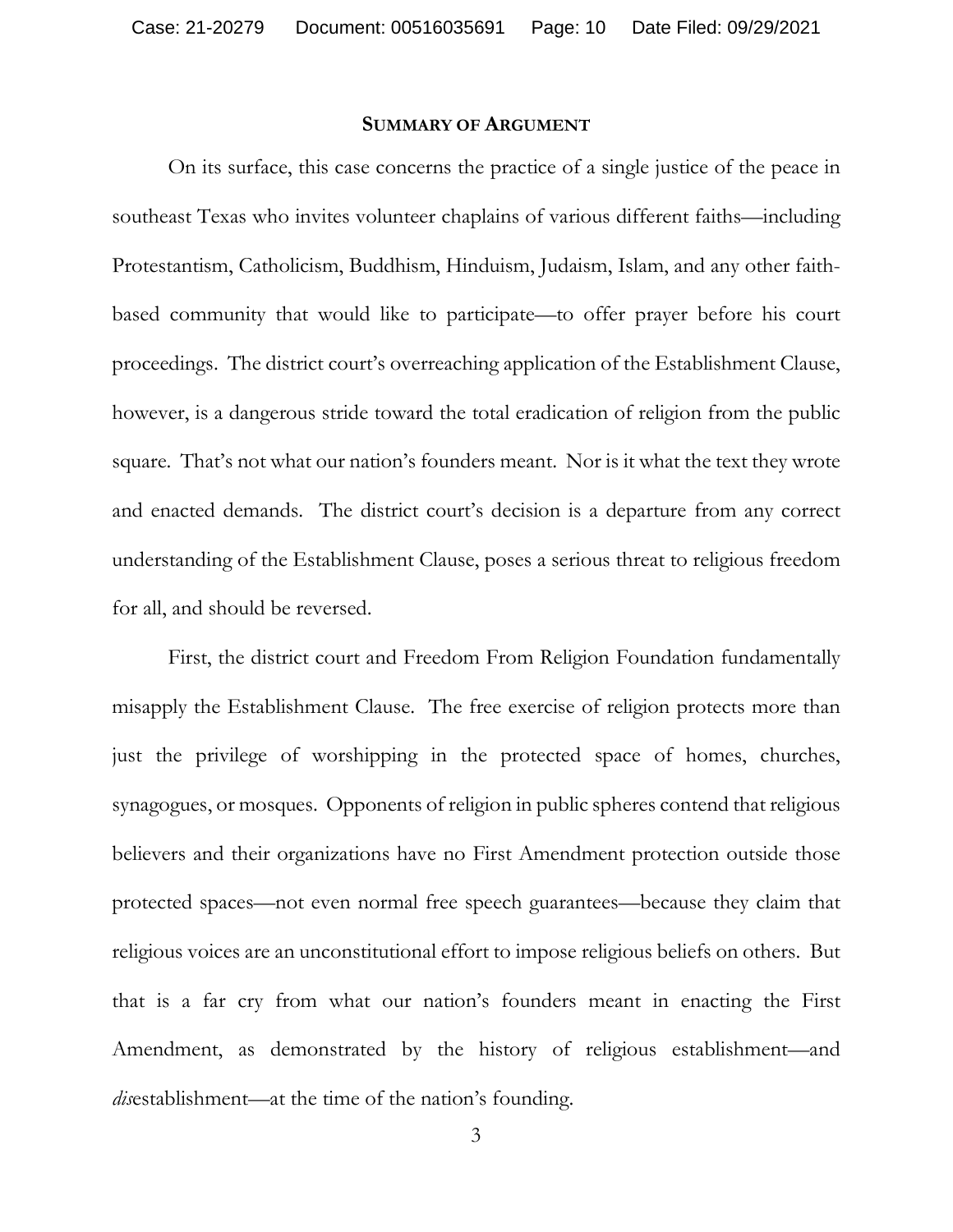## SUMMARY OF ARGUMENT

On its surface, this case concerns the practice of a single justice of the peace in southeast Texas who invites volunteer chaplains of various different faiths—including Protestantism, Catholicism, Buddhism, Hinduism, Judaism, Islam, and any other faith-based community that would like to participate—to offer prayer before his court proceedings. The district court's overreaching application of the Establishment Clause, however, is a dangerous stride toward the total eradication of religion from the public square. That's not what our nation's founders meant. Nor is it what the text they wrote and enacted demands. The district court's decision is a departure from any correct understanding of the Establishment Clause, poses a serious threat to religious freedom for all, and should be reversed.

First, the district court and Freedom From Religion Foundation fundamentally misapply the Establishment Clause. The free exercise of religion protects more than just the privilege of worshipping in the protected space of homes, churches, synagogues, or mosques. Opponents of religion in public spheres contend that religious believers and their organizations have no First Amendment protection outside those protected spaces—not even normal free speech guarantees—because they claim that religious voices are an unconstitutional effort to impose religious beliefs on others. But that is a far cry from what our nation's founders meant in enacting the First Amendment, as demonstrated by the history of religious establishment—and *dis*establishment—at the time of the nation's founding.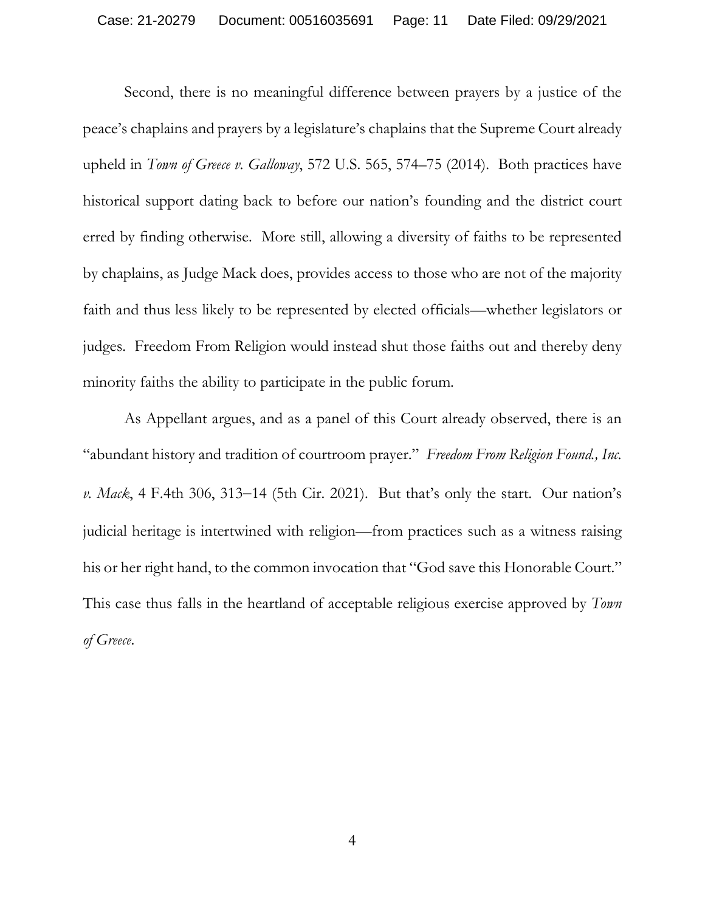Second, there is no meaningful difference between prayers by a justice of the peace's chaplains and prayers by a legislature's chaplains that the Supreme Court already upheld in *Town of Greece v. Galloway*, 572 U.S. 565, 574–75 (2014). Both practices have historical support dating back to before our nation's founding and the district court erred by finding otherwise. More still, allowing a diversity of faiths to be represented by chaplains, as Judge Mack does, provides access to those who are not of the majority faith and thus less likely to be represented by elected officials—whether legislators or judges. Freedom From Religion would instead shut those faiths out and thereby deny minority faiths the ability to participate in the public forum.

As Appellant argues, and as a panel of this Court already observed, there is an "abundant history and tradition of courtroom prayer." *Freedom From Religion Found., Inc. v. Mack*, 4 F.4th 306, 313–14 (5th Cir. 2021). But that's only the start. Our nation's judicial heritage is intertwined with religion—from practices such as a witness raising his or her right hand, to the common invocation that "God save this Honorable Court." This case thus falls in the heartland of acceptable religious exercise approved by *Town of Greece*.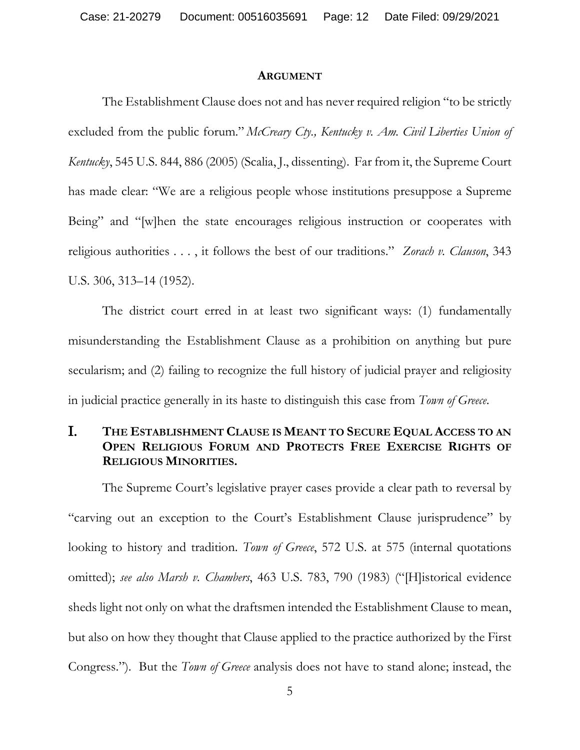## ARGUMENT

The Establishment Clause does not and has never required religion "to be strictly excluded from the public forum." *McCreary Cty., Kentucky v. Am. Civil Liberties Union of Kentucky*, 545 U.S. 844, 886 (2005) (Scalia, J., dissenting). Far from it, the Supreme Court has made clear: "We are a religious people whose institutions presuppose a Supreme Being" and "[w]hen the state encourages religious instruction or cooperates with religious authorities . . . , it follows the best of our traditions." *Zorach v. Clauson*, 343 U.S. 306, 313–14 (1952).

The district court erred in at least two significant ways: (1) fundamentally misunderstanding the Establishment Clause as a prohibition on anything but pure secularism; and (2) failing to recognize the full history of judicial prayer and religiosity in judicial practice generally in its haste to distinguish this case from *Town of Greece*.

### I. THE ESTABLISHMENT CLAUSE IS MEANT TO SECURE EQUAL ACCESS TO AN OPEN RELIGIOUS FORUM AND PROTECTS FREE EXERCISE RIGHTS OF RELIGIOUS MINORITIES.

The Supreme Court's legislative prayer cases provide a clear path to reversal by "carving out an exception to the Court's Establishment Clause jurisprudence" by looking to history and tradition. *Town of Greece*, 572 U.S. at 575 (internal quotations omitted); *see also Marsh v. Chambers*, 463 U.S. 783, 790 (1983) ("[H]istorical evidence sheds light not only on what the draftsmen intended the Establishment Clause to mean, but also on how they thought that Clause applied to the practice authorized by the First Congress."). But the *Town of Greece* analysis does not have to stand alone; instead, the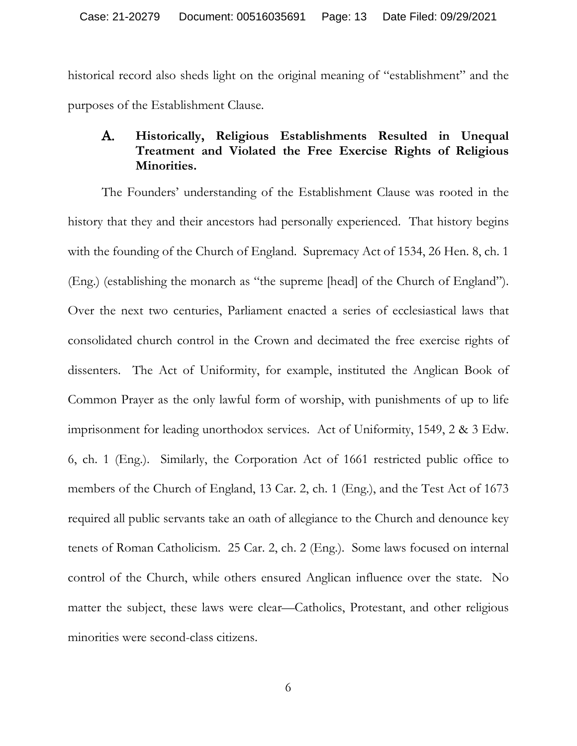historical record also sheds light on the original meaning of "establishment" and the purposes of the Establishment Clause.

### A. Historically, Religious Establishments Resulted in Unequal Treatment and Violated the Free Exercise Rights of Religious Minorities.

The Founders' understanding of the Establishment Clause was rooted in the history that they and their ancestors had personally experienced. That history begins with the founding of the Church of England. Supremacy Act of 1534, 26 Hen. 8, ch. 1 (Eng.) (establishing the monarch as "the supreme [head] of the Church of England"). Over the next two centuries, Parliament enacted a series of ecclesiastical laws that consolidated church control in the Crown and decimated the free exercise rights of dissenters. The Act of Uniformity, for example, instituted the Anglican Book of Common Prayer as the only lawful form of worship, with punishments of up to life imprisonment for leading unorthodox services. Act of Uniformity, 1549, 2 & 3 Edw. 6, ch. 1 (Eng.). Similarly, the Corporation Act of 1661 restricted public office to members of the Church of England, 13 Car. 2, ch. 1 (Eng.), and the Test Act of 1673 required all public servants take an oath of allegiance to the Church and denounce key tenets of Roman Catholicism. 25 Car. 2, ch. 2 (Eng.). Some laws focused on internal control of the Church, while others ensured Anglican influence over the state. No matter the subject, these laws were clear—Catholics, Protestant, and other religious minorities were second-class citizens.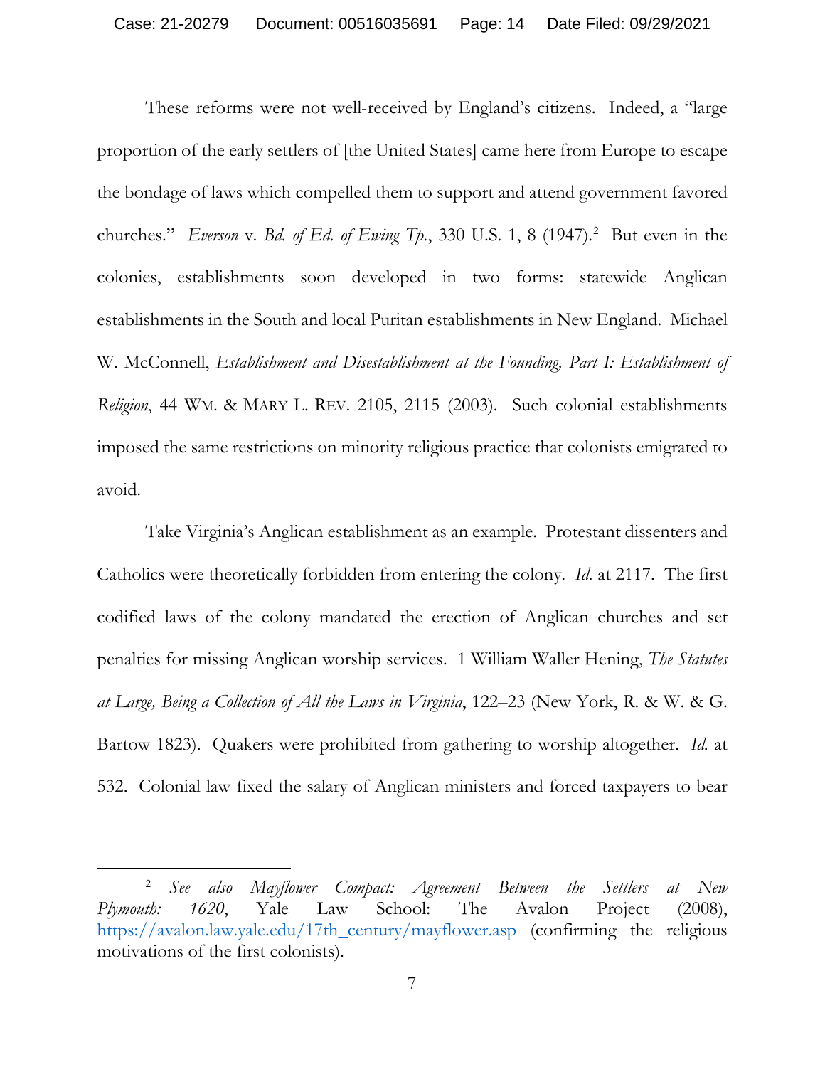These reforms were not well-received by England's citizens. Indeed, a "large proportion of the early settlers of [the United States] came here from Europe to escape the bondage of laws which compelled them to support and attend government favored churches." *Everson* v. *Bd. of Ed. of Ewing Tp.*, 330 U.S. 1, 8 (1947).[2] But even in the colonies, establishments soon developed in two forms: statewide Anglican establishments in the South and local Puritan establishments in New England. Michael W. McConnell, *Establishment and Disestablishment at the Founding, Part I: Establishment of Religion*, 44 WM. & MARY L. REV. 2105, 2115 (2003). Such colonial establishments imposed the same restrictions on minority religious practice that colonists emigrated to avoid.

Take Virginia's Anglican establishment as an example. Protestant dissenters and Catholics were theoretically forbidden from entering the colony. *Id.* at 2117. The first codified laws of the colony mandated the erection of Anglican churches and set penalties for missing Anglican worship services. 1 William Waller Hening, *The Statutes at Large, Being a Collection of All the Laws in Virginia*, 122–23 (New York, R. & W. & G. Bartow 1823). Quakers were prohibited from gathering to worship altogether. *Id.* at 532. Colonial law fixed the salary of Anglican ministers and forced taxpayers to bear

---

[2] *See also Mayflower Compact: Agreement Between the Settlers at New Plymouth: 1620*, Yale Law School: The Avalon Project (2008), https://avalon.law.yale.edu/17th_century/mayflower.asp (confirming the religious motivations of the first colonists).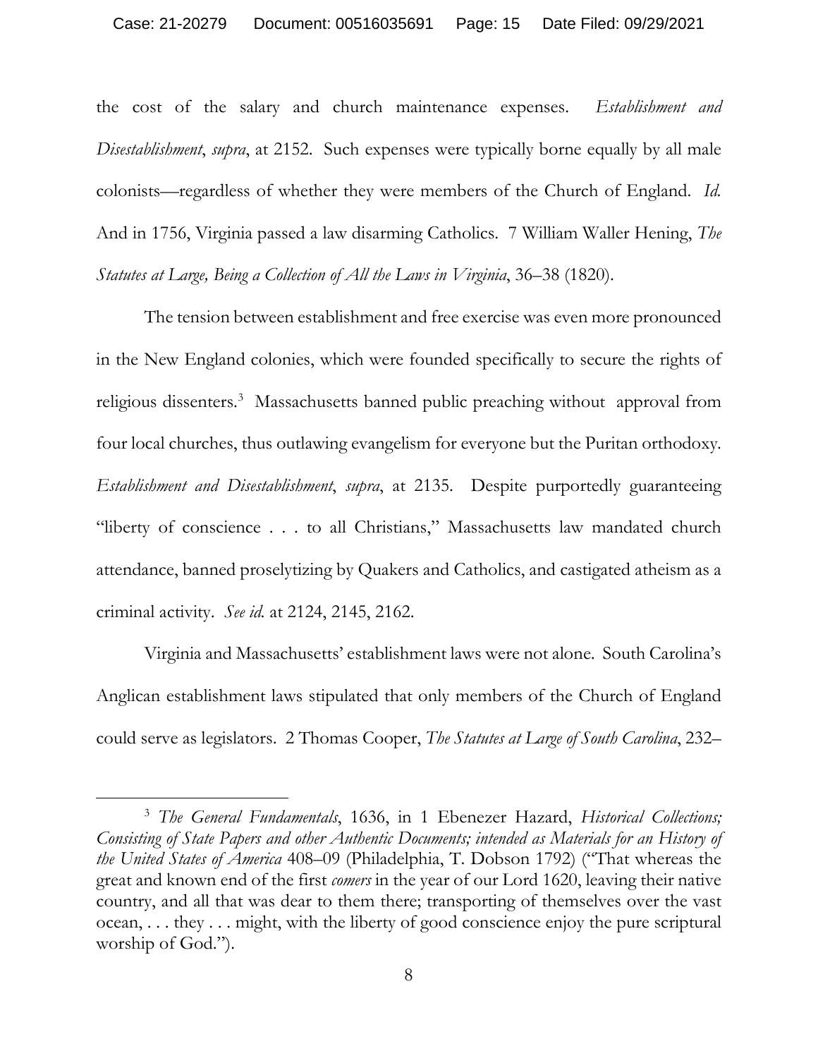the cost of the salary and church maintenance expenses. *Establishment and Disestablishment*, *supra*, at 2152. Such expenses were typically borne equally by all male colonists—regardless of whether they were members of the Church of England. *Id.* And in 1756, Virginia passed a law disarming Catholics. 7 William Waller Hening, *The Statutes at Large, Being a Collection of All the Laws in Virginia*, 36–38 (1820).

The tension between establishment and free exercise was even more pronounced in the New England colonies, which were founded specifically to secure the rights of religious dissenters.[3] Massachusetts banned public preaching without approval from four local churches, thus outlawing evangelism for everyone but the Puritan orthodoxy. *Establishment and Disestablishment*, *supra*, at 2135. Despite purportedly guaranteeing "liberty of conscience . . . to all Christians," Massachusetts law mandated church attendance, banned proselytizing by Quakers and Catholics, and castigated atheism as a criminal activity. *See id.* at 2124, 2145, 2162.

Virginia and Massachusetts' establishment laws were not alone. South Carolina's Anglican establishment laws stipulated that only members of the Church of England could serve as legislators. 2 Thomas Cooper, *The Statutes at Large of South Carolina*, 232–

---

[3] *The General Fundamentals*, 1636, in 1 Ebenezer Hazard, *Historical Collections; Consisting of State Papers and other Authentic Documents; intended as Materials for an History of the United States of America* 408–09 (Philadelphia, T. Dobson 1792) ("That whereas the great and known end of the first *comers* in the year of our Lord 1620, leaving their native country, and all that was dear to them there; transporting of themselves over the vast ocean, . . . they . . . might, with the liberty of good conscience enjoy the pure scriptural worship of God.").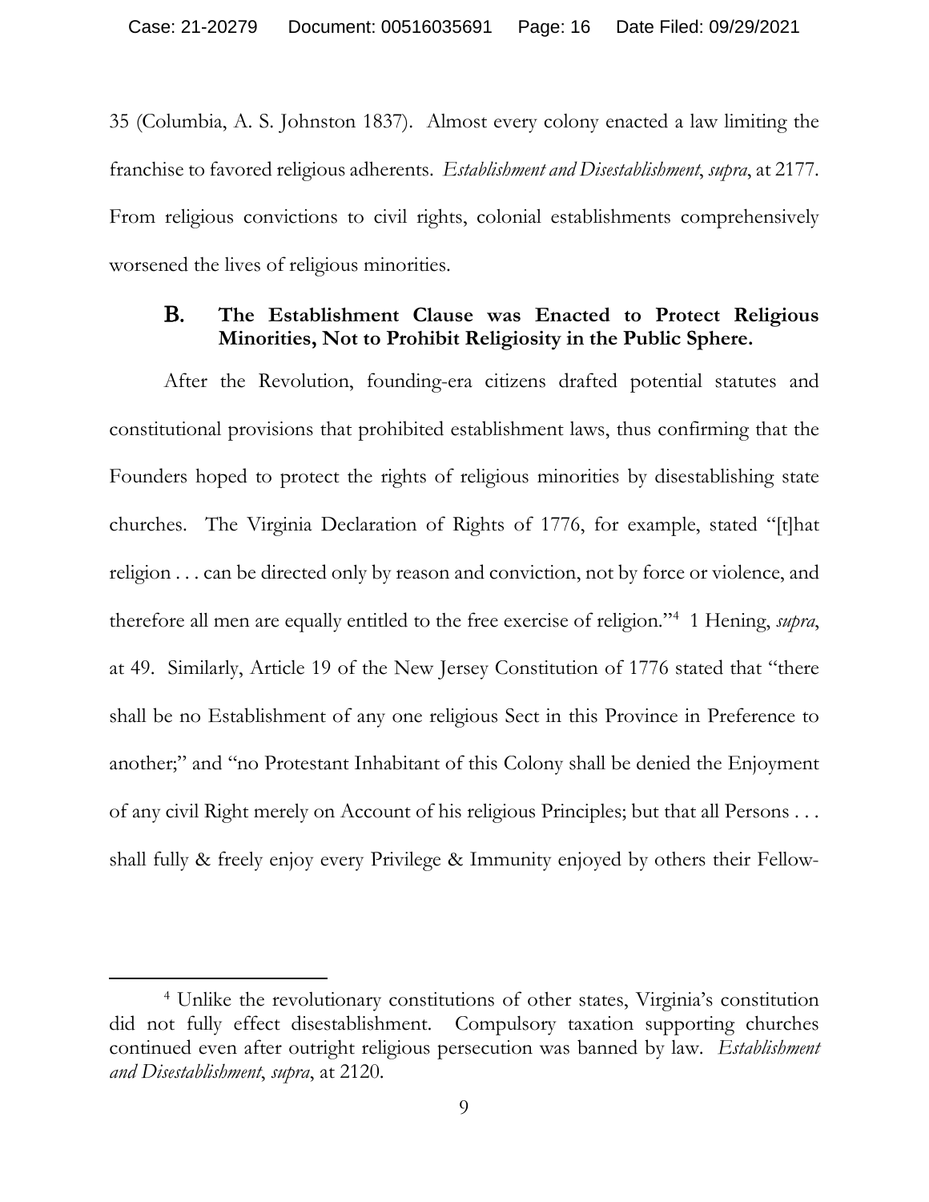35 (Columbia, A. S. Johnston 1837). Almost every colony enacted a law limiting the franchise to favored religious adherents. *Establishment and Disestablishment*, *supra*, at 2177. From religious convictions to civil rights, colonial establishments comprehensively worsened the lives of religious minorities.

### B. The Establishment Clause was Enacted to Protect Religious Minorities, Not to Prohibit Religiosity in the Public Sphere.

After the Revolution, founding-era citizens drafted potential statutes and constitutional provisions that prohibited establishment laws, thus confirming that the Founders hoped to protect the rights of religious minorities by disestablishing state churches. The Virginia Declaration of Rights of 1776, for example, stated "[t]hat religion . . . can be directed only by reason and conviction, not by force or violence, and therefore all men are equally entitled to the free exercise of religion."[4] 1 Hening, *supra*, at 49. Similarly, Article 19 of the New Jersey Constitution of 1776 stated that "there shall be no Establishment of any one religious Sect in this Province in Preference to another;" and "no Protestant Inhabitant of this Colony shall be denied the Enjoyment of any civil Right merely on Account of his religious Principles; but that all Persons . . . shall fully & freely enjoy every Privilege & Immunity enjoyed by others their Fellow-

---

[4] Unlike the revolutionary constitutions of other states, Virginia's constitution did not fully effect disestablishment. Compulsory taxation supporting churches continued even after outright religious persecution was banned by law. *Establishment and Disestablishment*, *supra*, at 2120.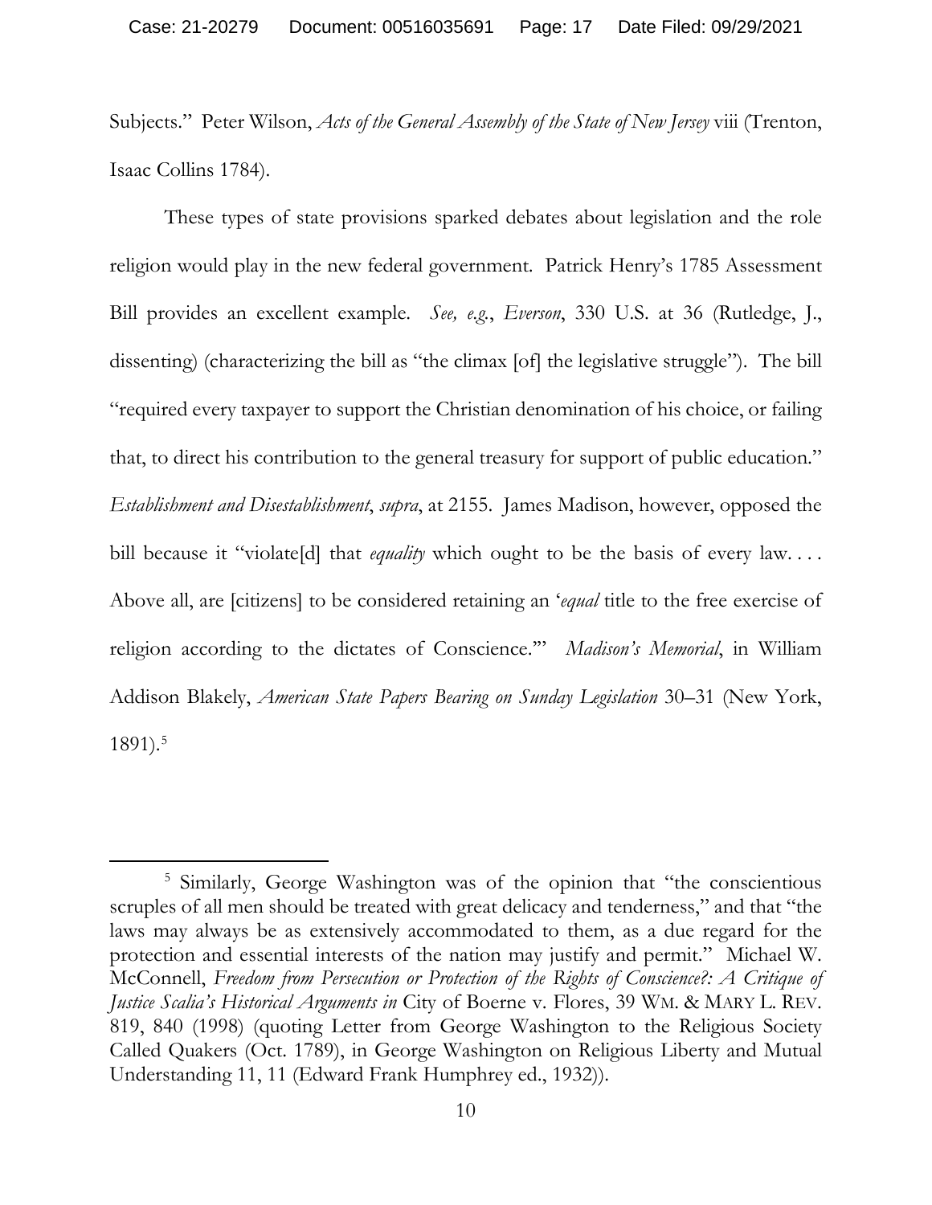Subjects." Peter Wilson, *Acts of the General Assembly of the State of New Jersey* viii (Trenton, Isaac Collins 1784).

These types of state provisions sparked debates about legislation and the role religion would play in the new federal government. Patrick Henry's 1785 Assessment Bill provides an excellent example. *See, e.g.*, *Everson*, 330 U.S. at 36 (Rutledge, J., dissenting) (characterizing the bill as "the climax [of] the legislative struggle"). The bill "required every taxpayer to support the Christian denomination of his choice, or failing that, to direct his contribution to the general treasury for support of public education." *Establishment and Disestablishment*, *supra*, at 2155. James Madison, however, opposed the bill because it "violate[d] that *equality* which ought to be the basis of every law. . . . Above all, are [citizens] to be considered retaining an '*equal* title to the free exercise of religion according to the dictates of Conscience.'" *Madison's Memorial*, in William Addison Blakely, *American State Papers Bearing on Sunday Legislation* 30–31 (New York, 1891).[5]

---

[5] Similarly, George Washington was of the opinion that "the conscientious scruples of all men should be treated with great delicacy and tenderness," and that "the laws may always be as extensively accommodated to them, as a due regard for the protection and essential interests of the nation may justify and permit." Michael W. McConnell, *Freedom from Persecution or Protection of the Rights of Conscience?: A Critique of Justice Scalia's Historical Arguments in* City of Boerne v. Flores, 39 WM. & MARY L. REV. 819, 840 (1998) (quoting Letter from George Washington to the Religious Society Called Quakers (Oct. 1789), in George Washington on Religious Liberty and Mutual Understanding 11, 11 (Edward Frank Humphrey ed., 1932)).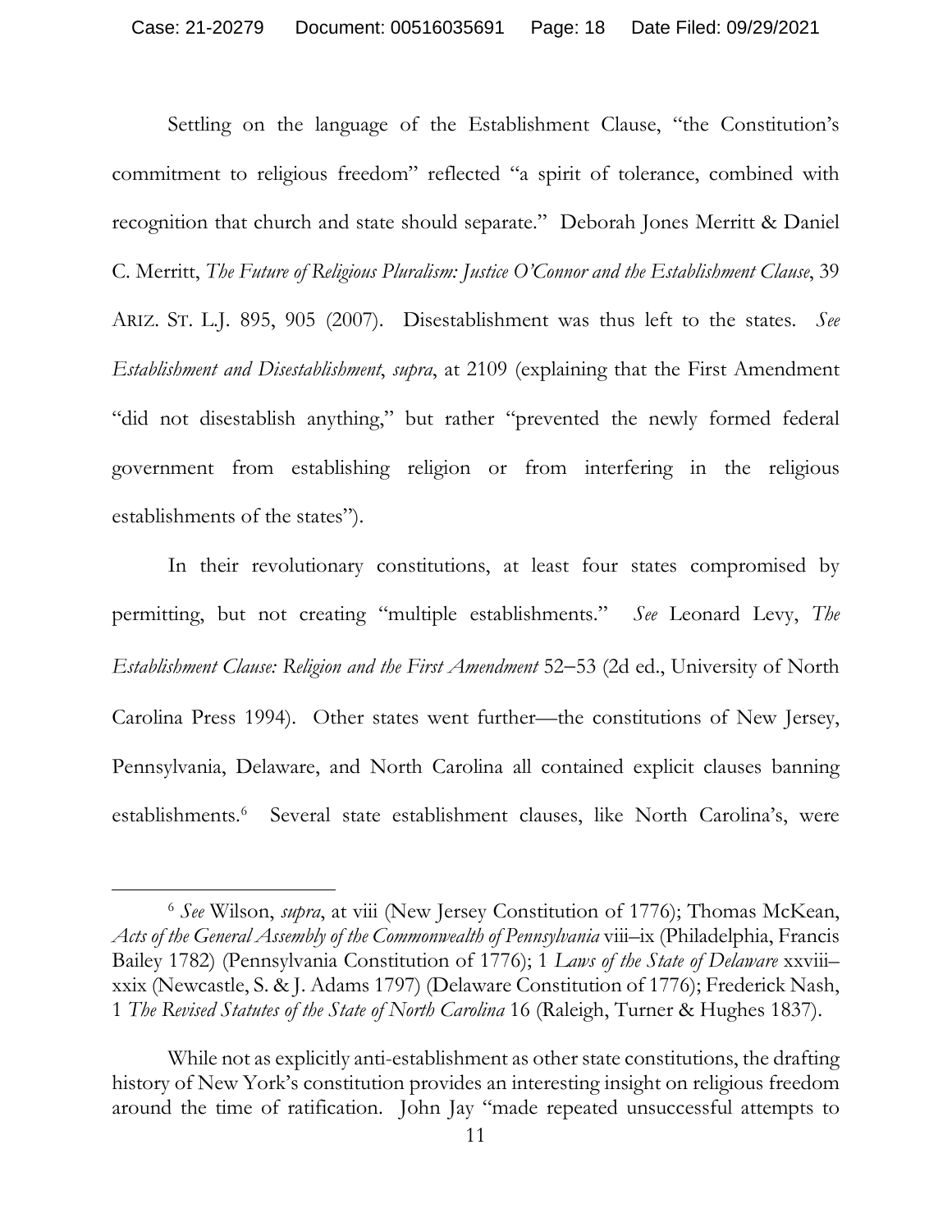Settling on the language of the Establishment Clause, "the Constitution's commitment to religious freedom" reflected "a spirit of tolerance, combined with recognition that church and state should separate." Deborah Jones Merritt & Daniel C. Merritt, *The Future of Religious Pluralism: Justice O'Connor and the Establishment Clause*, 39 ARIZ. ST. L.J. 895, 905 (2007). Disestablishment was thus left to the states. *See Establishment and Disestablishment*, *supra*, at 2109 (explaining that the First Amendment "did not disestablish anything," but rather "prevented the newly formed federal government from establishing religion or from interfering in the religious establishments of the states").

In their revolutionary constitutions, at least four states compromised by permitting, but not creating "multiple establishments." *See* Leonard Levy, *The Establishment Clause: Religion and the First Amendment* 52–53 (2d ed., University of North Carolina Press 1994). Other states went further—the constitutions of New Jersey, Pennsylvania, Delaware, and North Carolina all contained explicit clauses banning establishments.[6] Several state establishment clauses, like North Carolina's, were

---

[6] *See* Wilson, *supra*, at viii (New Jersey Constitution of 1776); Thomas McKean, *Acts of the General Assembly of the Commonwealth of Pennsylvania* viii–ix (Philadelphia, Francis Bailey 1782) (Pennsylvania Constitution of 1776); 1 *Laws of the State of Delaware* xxviii–xxix (Newcastle, S. & J. Adams 1797) (Delaware Constitution of 1776); Frederick Nash, 1 *The Revised Statutes of the State of North Carolina* 16 (Raleigh, Turner & Hughes 1837).

While not as explicitly anti-establishment as other state constitutions, the drafting history of New York's constitution provides an interesting insight on religious freedom around the time of ratification. John Jay "made repeated unsuccessful attempts to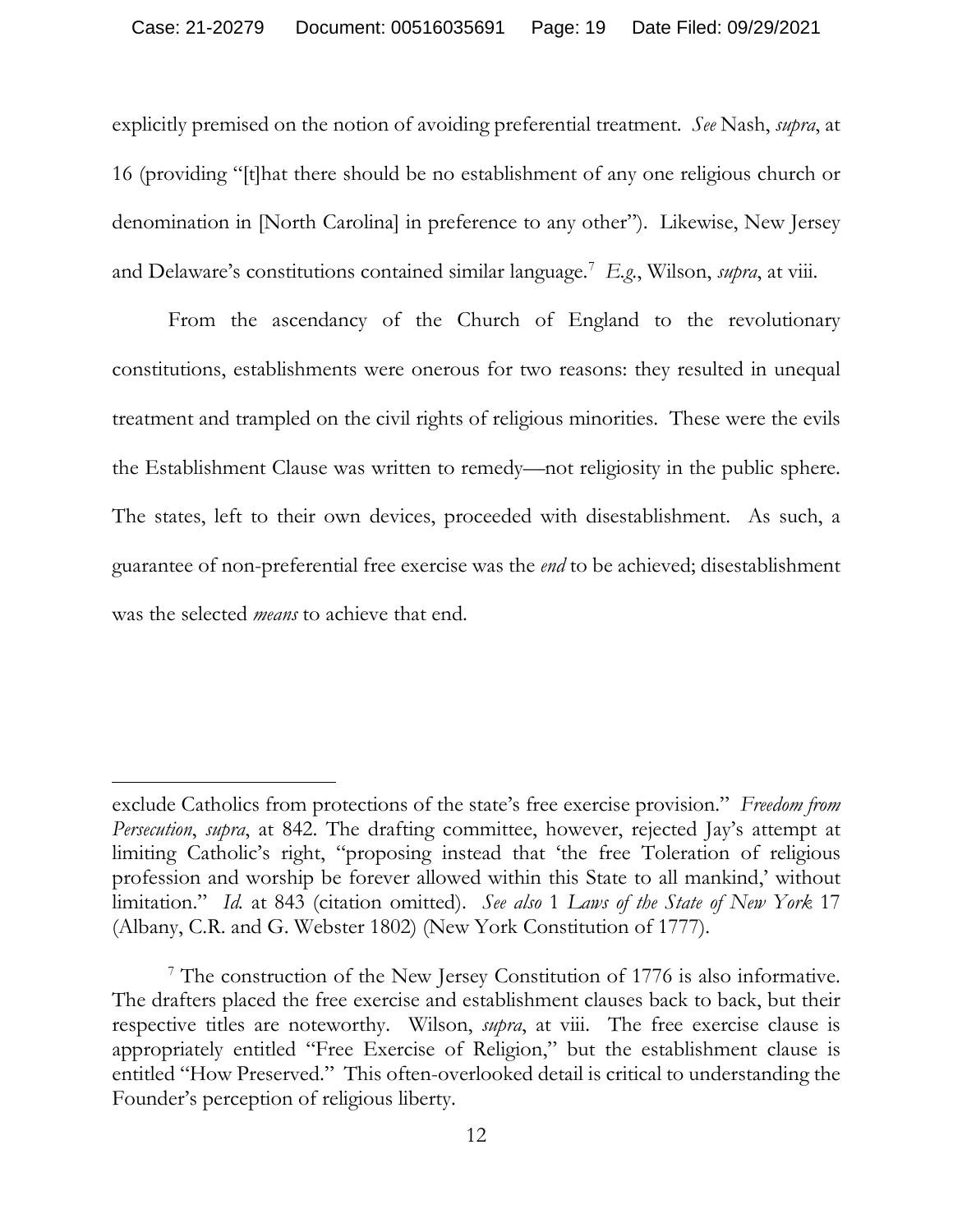explicitly premised on the notion of avoiding preferential treatment. *See* Nash, *supra*, at 16 (providing "[t]hat there should be no establishment of any one religious church or denomination in [North Carolina] in preference to any other"). Likewise, New Jersey and Delaware's constitutions contained similar language.[7] *E.g.*, Wilson, *supra*, at viii.

From the ascendancy of the Church of England to the revolutionary constitutions, establishments were onerous for two reasons: they resulted in unequal treatment and trampled on the civil rights of religious minorities. These were the evils the Establishment Clause was written to remedy—not religiosity in the public sphere. The states, left to their own devices, proceeded with disestablishment. As such, a guarantee of non-preferential free exercise was the *end* to be achieved; disestablishment was the selected *means* to achieve that end.

---

exclude Catholics from protections of the state's free exercise provision." *Freedom from Persecution*, *supra*, at 842. The drafting committee, however, rejected Jay's attempt at limiting Catholic's right, "proposing instead that 'the free Toleration of religious profession and worship be forever allowed within this State to all mankind,' without limitation." *Id.* at 843 (citation omitted). *See also* 1 *Laws of the State of New York* 17 (Albany, C.R. and G. Webster 1802) (New York Constitution of 1777).

[7] The construction of the New Jersey Constitution of 1776 is also informative. The drafters placed the free exercise and establishment clauses back to back, but their respective titles are noteworthy. Wilson, *supra*, at viii. The free exercise clause is appropriately entitled "Free Exercise of Religion," but the establishment clause is entitled "How Preserved." This often-overlooked detail is critical to understanding the Founder's perception of religious liberty.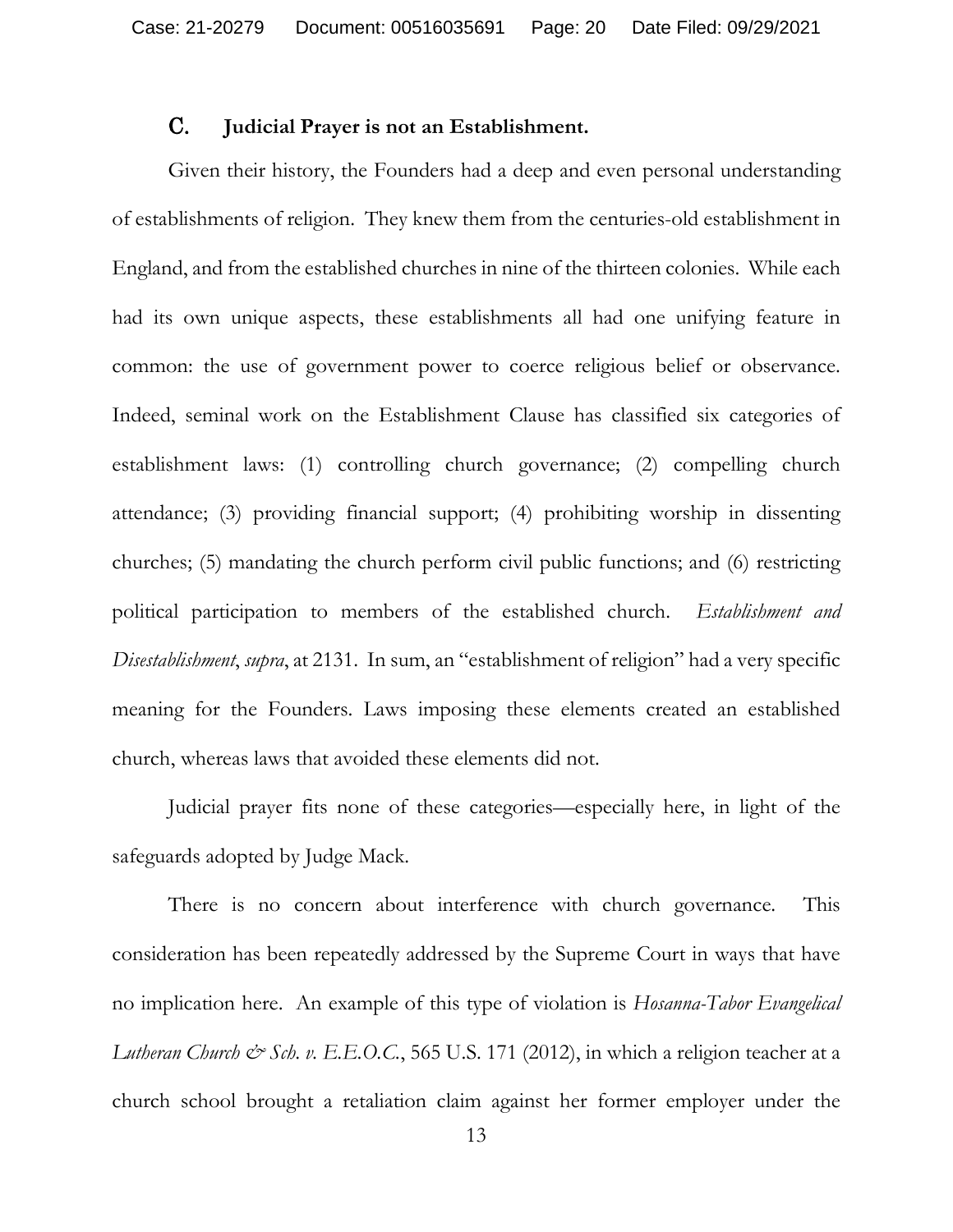### C. Judicial Prayer is not an Establishment.

Given their history, the Founders had a deep and even personal understanding of establishments of religion. They knew them from the centuries-old establishment in England, and from the established churches in nine of the thirteen colonies. While each had its own unique aspects, these establishments all had one unifying feature in common: the use of government power to coerce religious belief or observance. Indeed, seminal work on the Establishment Clause has classified six categories of establishment laws: (1) controlling church governance; (2) compelling church attendance; (3) providing financial support; (4) prohibiting worship in dissenting churches; (5) mandating the church perform civil public functions; and (6) restricting political participation to members of the established church. *Establishment and Disestablishment*, *supra*, at 2131. In sum, an "establishment of religion" had a very specific meaning for the Founders. Laws imposing these elements created an established church, whereas laws that avoided these elements did not.

Judicial prayer fits none of these categories—especially here, in light of the safeguards adopted by Judge Mack.

There is no concern about interference with church governance. This consideration has been repeatedly addressed by the Supreme Court in ways that have no implication here. An example of this type of violation is *Hosanna-Tabor Evangelical Lutheran Church & Sch. v. E.E.O.C.*, 565 U.S. 171 (2012), in which a religion teacher at a church school brought a retaliation claim against her former employer under the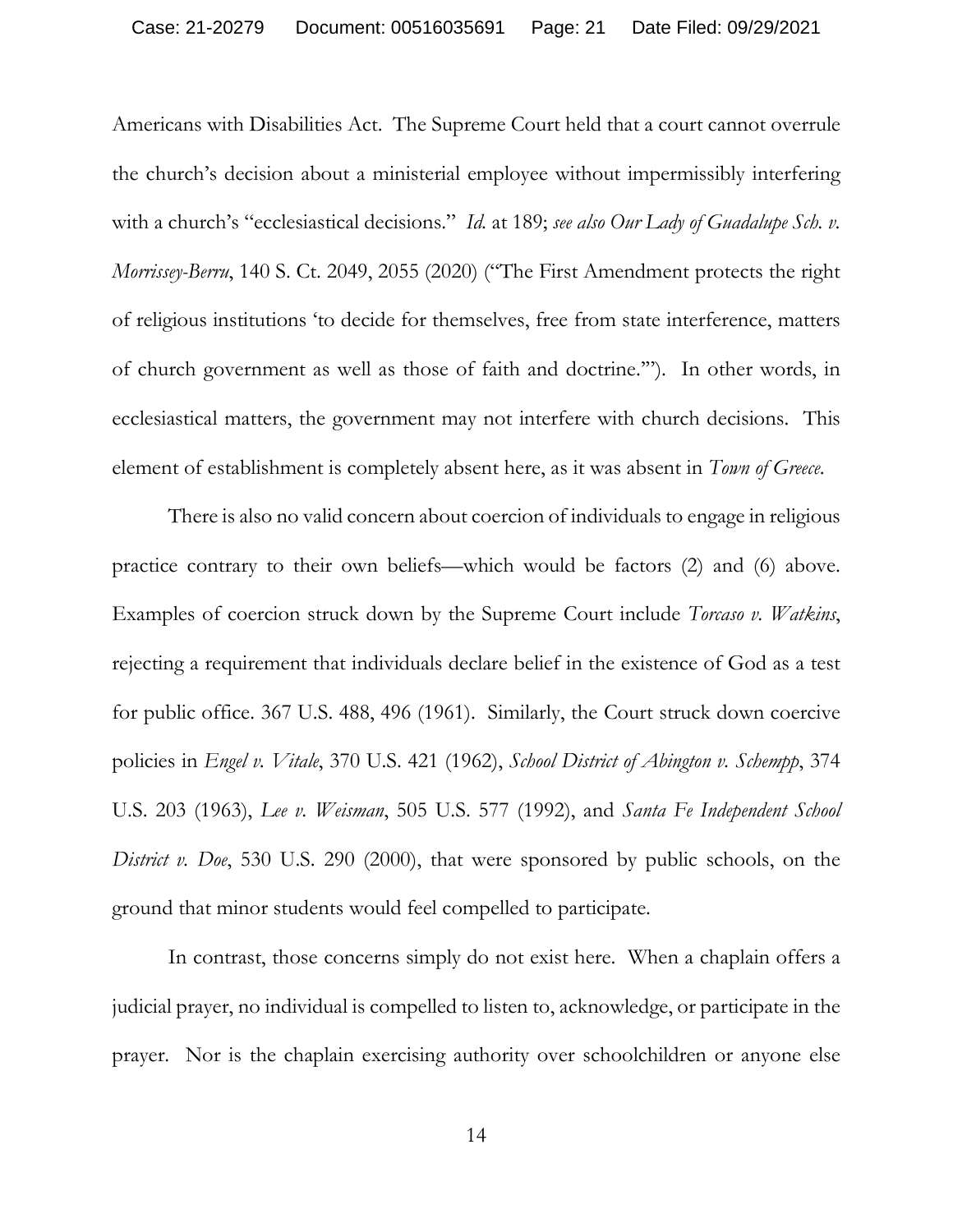Americans with Disabilities Act. The Supreme Court held that a court cannot overrule the church's decision about a ministerial employee without impermissibly interfering with a church's "ecclesiastical decisions." *Id.* at 189; *see also Our Lady of Guadalupe Sch. v. Morrissey-Berru*, 140 S. Ct. 2049, 2055 (2020) ("The First Amendment protects the right of religious institutions 'to decide for themselves, free from state interference, matters of church government as well as those of faith and doctrine.'"). In other words, in ecclesiastical matters, the government may not interfere with church decisions. This element of establishment is completely absent here, as it was absent in *Town of Greece*.

There is also no valid concern about coercion of individuals to engage in religious practice contrary to their own beliefs—which would be factors (2) and (6) above. Examples of coercion struck down by the Supreme Court include *Torcaso v. Watkins*, rejecting a requirement that individuals declare belief in the existence of God as a test for public office. 367 U.S. 488, 496 (1961). Similarly, the Court struck down coercive policies in *Engel v. Vitale*, 370 U.S. 421 (1962), *School District of Abington v. Schempp*, 374 U.S. 203 (1963), *Lee v. Weisman*, 505 U.S. 577 (1992), and *Santa Fe Independent School District v. Doe*, 530 U.S. 290 (2000), that were sponsored by public schools, on the ground that minor students would feel compelled to participate.

In contrast, those concerns simply do not exist here. When a chaplain offers a judicial prayer, no individual is compelled to listen to, acknowledge, or participate in the prayer. Nor is the chaplain exercising authority over schoolchildren or anyone else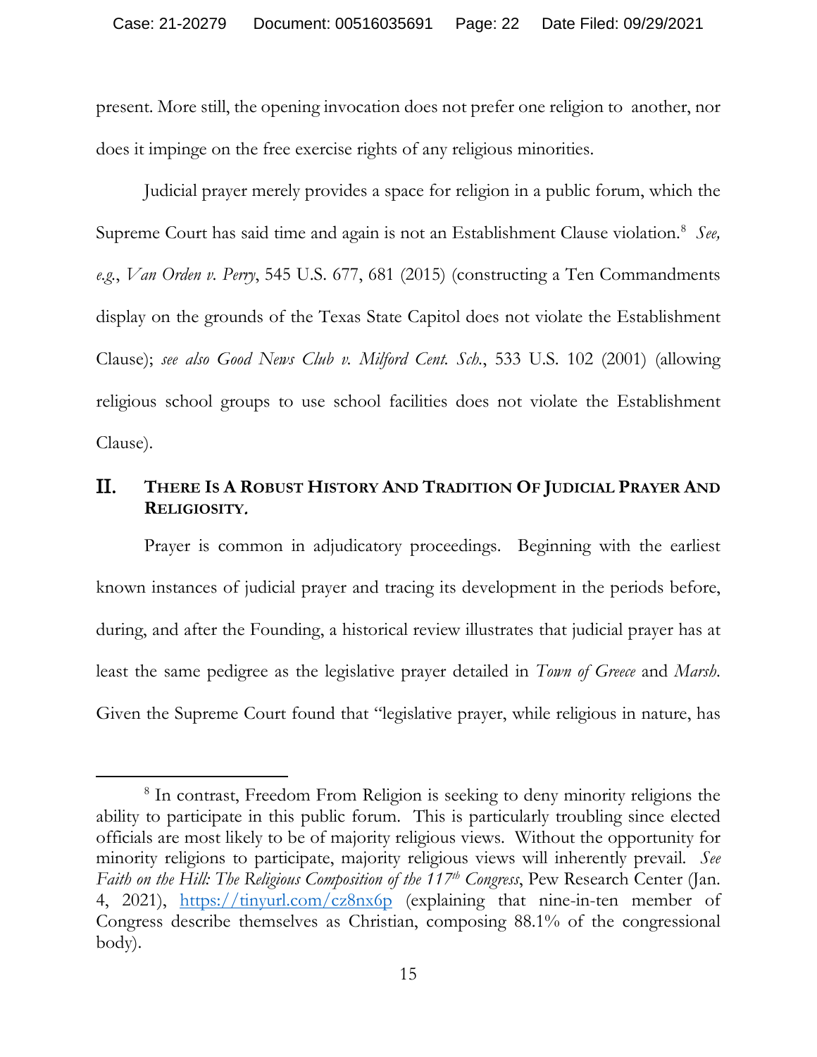present. More still, the opening invocation does not prefer one religion to another, nor does it impinge on the free exercise rights of any religious minorities.

Judicial prayer merely provides a space for religion in a public forum, which the Supreme Court has said time and again is not an Establishment Clause violation.[8] *See, e.g.*, *Van Orden v. Perry*, 545 U.S. 677, 681 (2015) (constructing a Ten Commandments display on the grounds of the Texas State Capitol does not violate the Establishment Clause); *see also Good News Club v. Milford Cent. Sch.*, 533 U.S. 102 (2001) (allowing religious school groups to use school facilities does not violate the Establishment Clause).

## II. THERE IS A ROBUST HISTORY AND TRADITION OF JUDICIAL PRAYER AND RELIGIOSITY.

Prayer is common in adjudicatory proceedings. Beginning with the earliest known instances of judicial prayer and tracing its development in the periods before, during, and after the Founding, a historical review illustrates that judicial prayer has at least the same pedigree as the legislative prayer detailed in *Town of Greece* and *Marsh*. Given the Supreme Court found that "legislative prayer, while religious in nature, has

---

[8] In contrast, Freedom From Religion is seeking to deny minority religions the ability to participate in this public forum. This is particularly troubling since elected officials are most likely to be of majority religious views. Without the opportunity for minority religions to participate, majority religious views will inherently prevail. *See Faith on the Hill: The Religious Composition of the 117th Congress*, Pew Research Center (Jan. 4, 2021), https://tinyurl.com/cz8nx6p (explaining that nine-in-ten member of Congress describe themselves as Christian, composing 88.1% of the congressional body).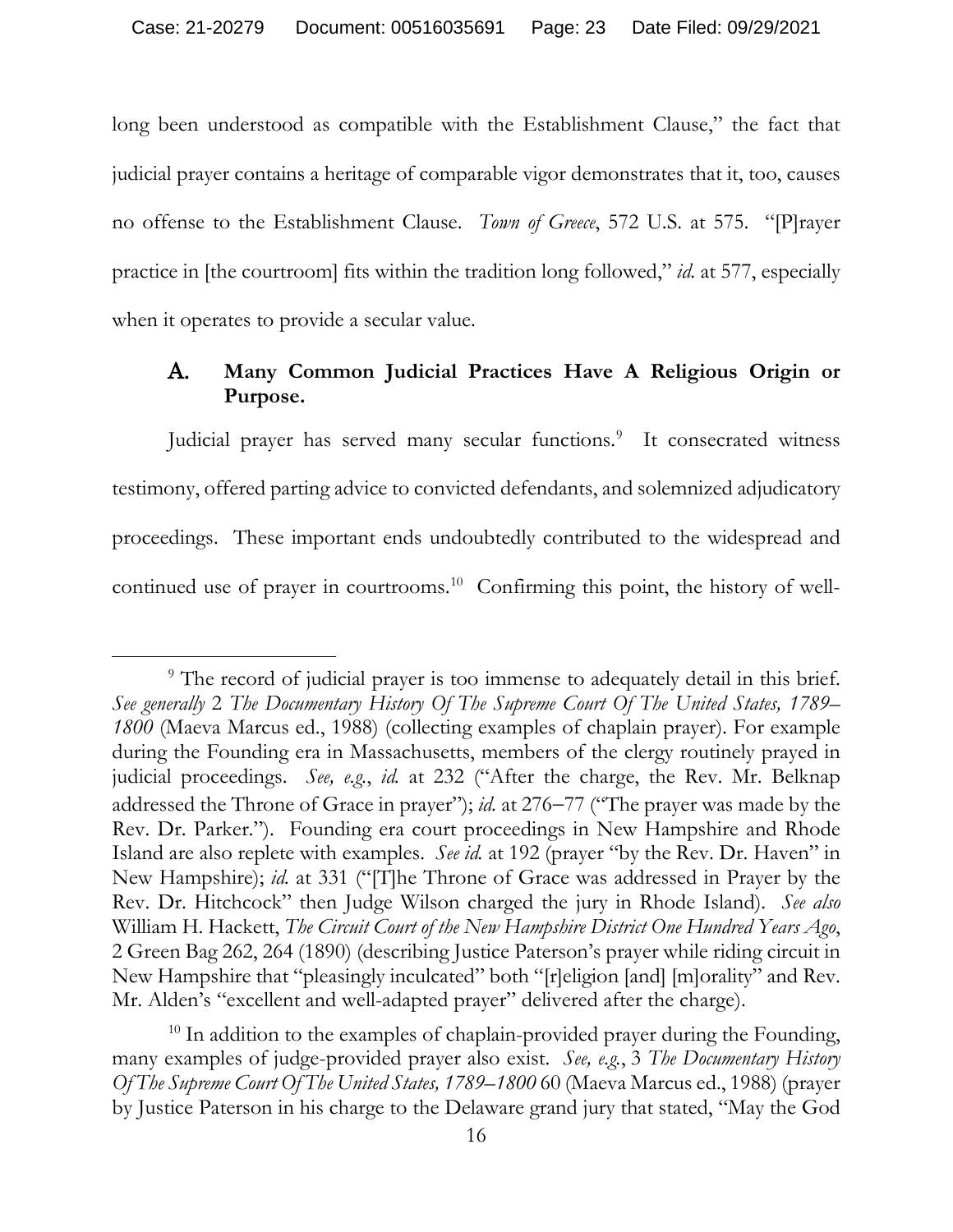long been understood as compatible with the Establishment Clause," the fact that judicial prayer contains a heritage of comparable vigor demonstrates that it, too, causes no offense to the Establishment Clause. *Town of Greece*, 572 U.S. at 575. "[P]rayer practice in [the courtroom] fits within the tradition long followed," *id.* at 577, especially when it operates to provide a secular value.

### A. Many Common Judicial Practices Have A Religious Origin or Purpose.

Judicial prayer has served many secular functions.[9] It consecrated witness testimony, offered parting advice to convicted defendants, and solemnized adjudicatory proceedings. These important ends undoubtedly contributed to the widespread and continued use of prayer in courtrooms.[10] Confirming this point, the history of well-

---

[9] The record of judicial prayer is too immense to adequately detail in this brief. *See generally* 2 *The Documentary History Of The Supreme Court Of The United States, 1789–1800* (Maeva Marcus ed., 1988) (collecting examples of chaplain prayer). For example during the Founding era in Massachusetts, members of the clergy routinely prayed in judicial proceedings. *See, e.g.*, *id.* at 232 ("After the charge, the Rev. Mr. Belknap addressed the Throne of Grace in prayer"); *id.* at 276–77 ("The prayer was made by the Rev. Dr. Parker."). Founding era court proceedings in New Hampshire and Rhode Island are also replete with examples. *See id.* at 192 (prayer "by the Rev. Dr. Haven" in New Hampshire); *id.* at 331 ("[T]he Throne of Grace was addressed in Prayer by the Rev. Dr. Hitchcock" then Judge Wilson charged the jury in Rhode Island). *See also* William H. Hackett, *The Circuit Court of the New Hampshire District One Hundred Years Ago*, 2 Green Bag 262, 264 (1890) (describing Justice Paterson's prayer while riding circuit in New Hampshire that "pleasingly inculcated" both "[r]eligion [and] [m]orality" and Rev. Mr. Alden's "excellent and well-adapted prayer" delivered after the charge).

[10] In addition to the examples of chaplain-provided prayer during the Founding, many examples of judge-provided prayer also exist. *See, e.g.*, 3 *The Documentary History Of The Supreme Court Of The United States, 1789–1800* 60 (Maeva Marcus ed., 1988) (prayer by Justice Paterson in his charge to the Delaware grand jury that stated, "May the God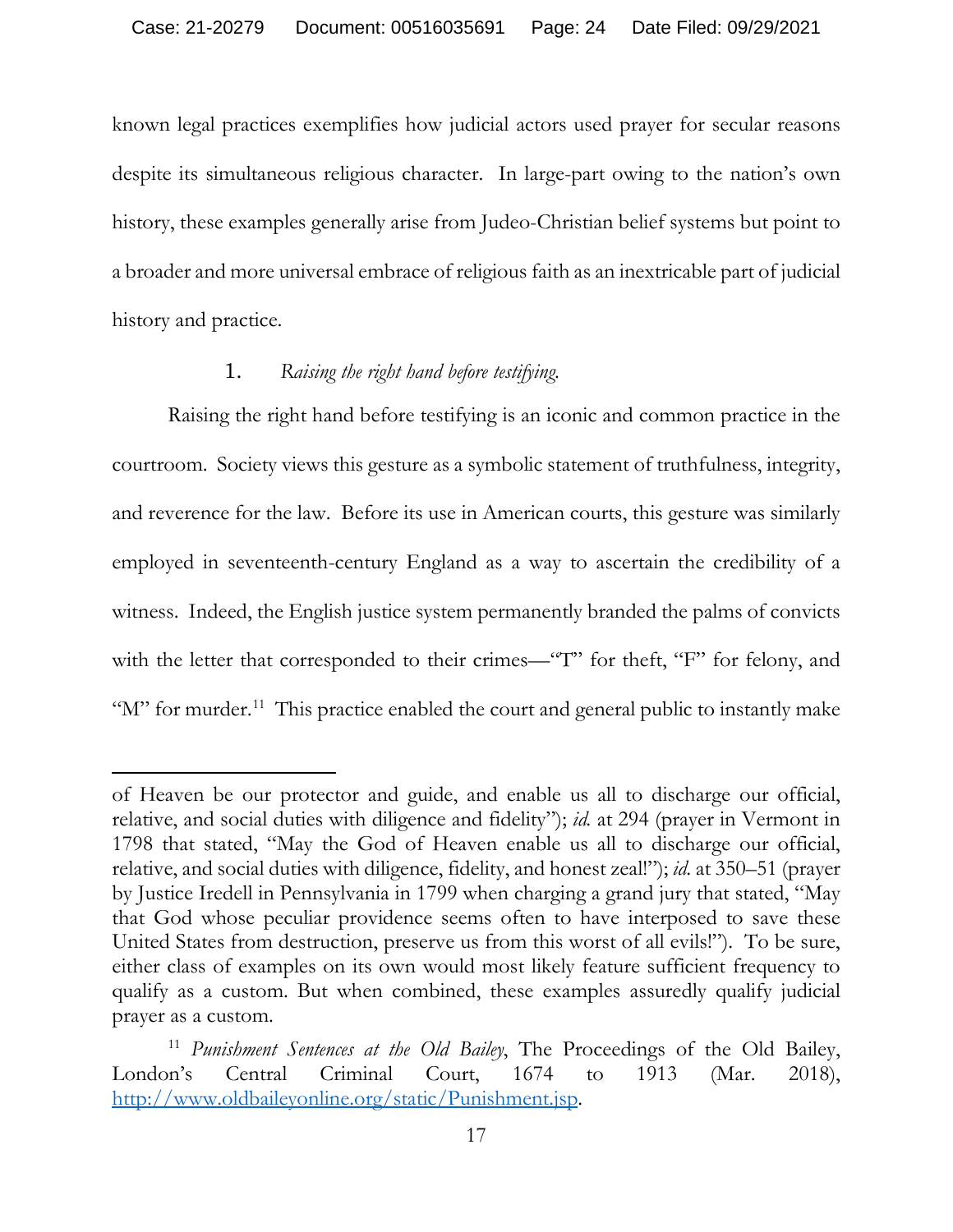known legal practices exemplifies how judicial actors used prayer for secular reasons despite its simultaneous religious character. In large-part owing to the nation's own history, these examples generally arise from Judeo-Christian belief systems but point to a broader and more universal embrace of religious faith as an inextricable part of judicial history and practice.

1. *Raising the right hand before testifying.*

Raising the right hand before testifying is an iconic and common practice in the courtroom. Society views this gesture as a symbolic statement of truthfulness, integrity, and reverence for the law. Before its use in American courts, this gesture was similarly employed in seventeenth-century England as a way to ascertain the credibility of a witness. Indeed, the English justice system permanently branded the palms of convicts with the letter that corresponded to their crimes—"T" for theft, "F" for felony, and "M" for murder.[11] This practice enabled the court and general public to instantly make

---

of Heaven be our protector and guide, and enable us all to discharge our official, relative, and social duties with diligence and fidelity"); *id.* at 294 (prayer in Vermont in 1798 that stated, "May the God of Heaven enable us all to discharge our official, relative, and social duties with diligence, fidelity, and honest zeal!"); *id.* at 350–51 (prayer by Justice Iredell in Pennsylvania in 1799 when charging a grand jury that stated, "May that God whose peculiar providence seems often to have interposed to save these United States from destruction, preserve us from this worst of all evils!"). To be sure, either class of examples on its own would most likely feature sufficient frequency to qualify as a custom. But when combined, these examples assuredly qualify judicial prayer as a custom.

[11] *Punishment Sentences at the Old Bailey*, The Proceedings of the Old Bailey, London's Central Criminal Court, 1674 to 1913 (Mar. 2018), http://www.oldbaileyonline.org/static/Punishment.jsp.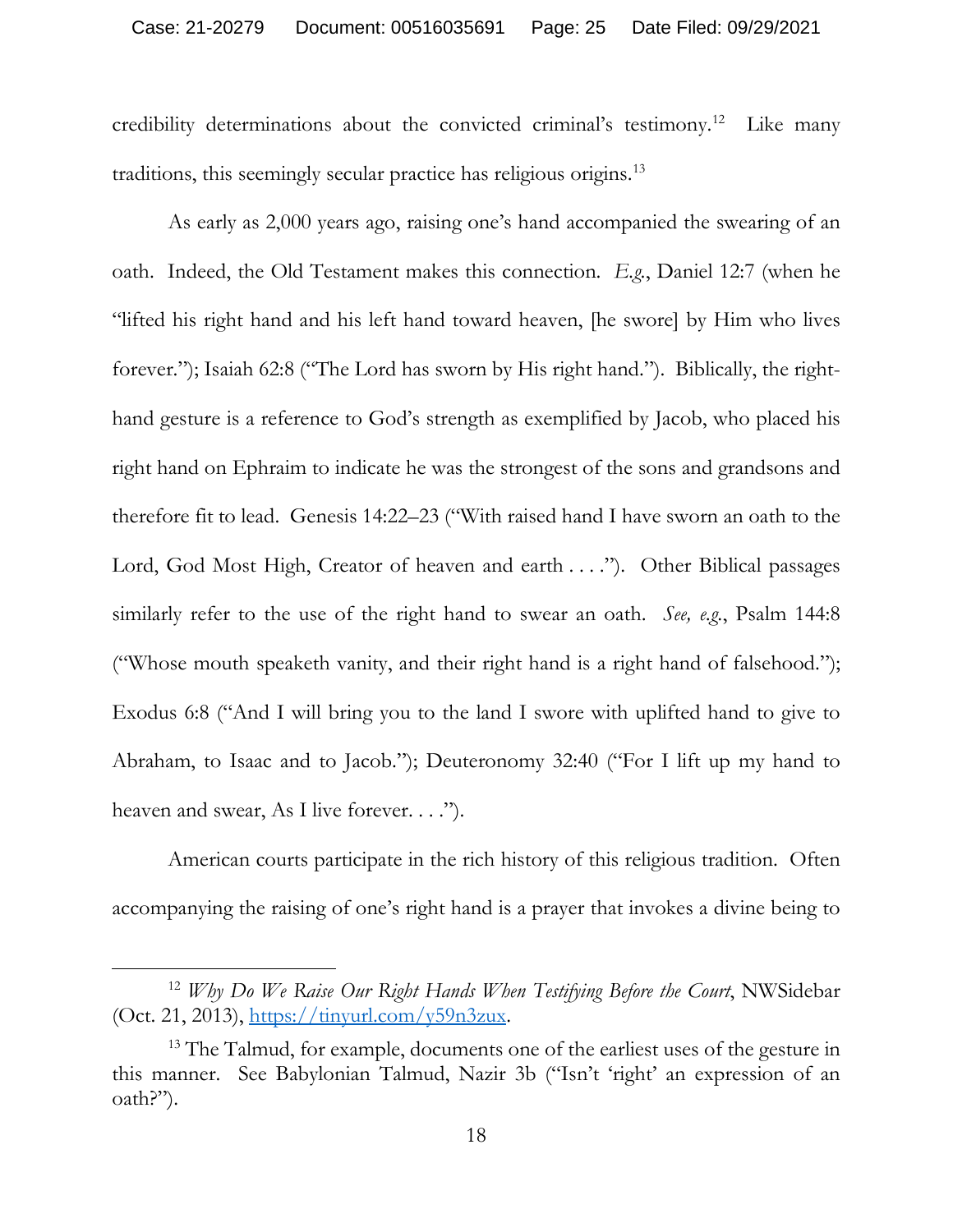credibility determinations about the convicted criminal's testimony.[12] Like many traditions, this seemingly secular practice has religious origins.[13]

As early as 2,000 years ago, raising one's hand accompanied the swearing of an oath. Indeed, the Old Testament makes this connection. *E.g.*, Daniel 12:7 (when he "lifted his right hand and his left hand toward heaven, [he swore] by Him who lives forever."); Isaiah 62:8 ("The Lord has sworn by His right hand."). Biblically, the right-hand gesture is a reference to God's strength as exemplified by Jacob, who placed his right hand on Ephraim to indicate he was the strongest of the sons and grandsons and therefore fit to lead. Genesis 14:22–23 ("With raised hand I have sworn an oath to the Lord, God Most High, Creator of heaven and earth . . . ."). Other Biblical passages similarly refer to the use of the right hand to swear an oath. *See, e.g.*, Psalm 144:8 ("Whose mouth speaketh vanity, and their right hand is a right hand of falsehood."); Exodus 6:8 ("And I will bring you to the land I swore with uplifted hand to give to Abraham, to Isaac and to Jacob."); Deuteronomy 32:40 ("For I lift up my hand to heaven and swear, As I live forever. . . .").

American courts participate in the rich history of this religious tradition. Often accompanying the raising of one's right hand is a prayer that invokes a divine being to

---

[12] *Why Do We Raise Our Right Hands When Testifying Before the Court*, NWSidebar (Oct. 21, 2013), https://tinyurl.com/y59n3zux.

[13] The Talmud, for example, documents one of the earliest uses of the gesture in this manner. See Babylonian Talmud, Nazir 3b ("Isn't 'right' an expression of an oath?").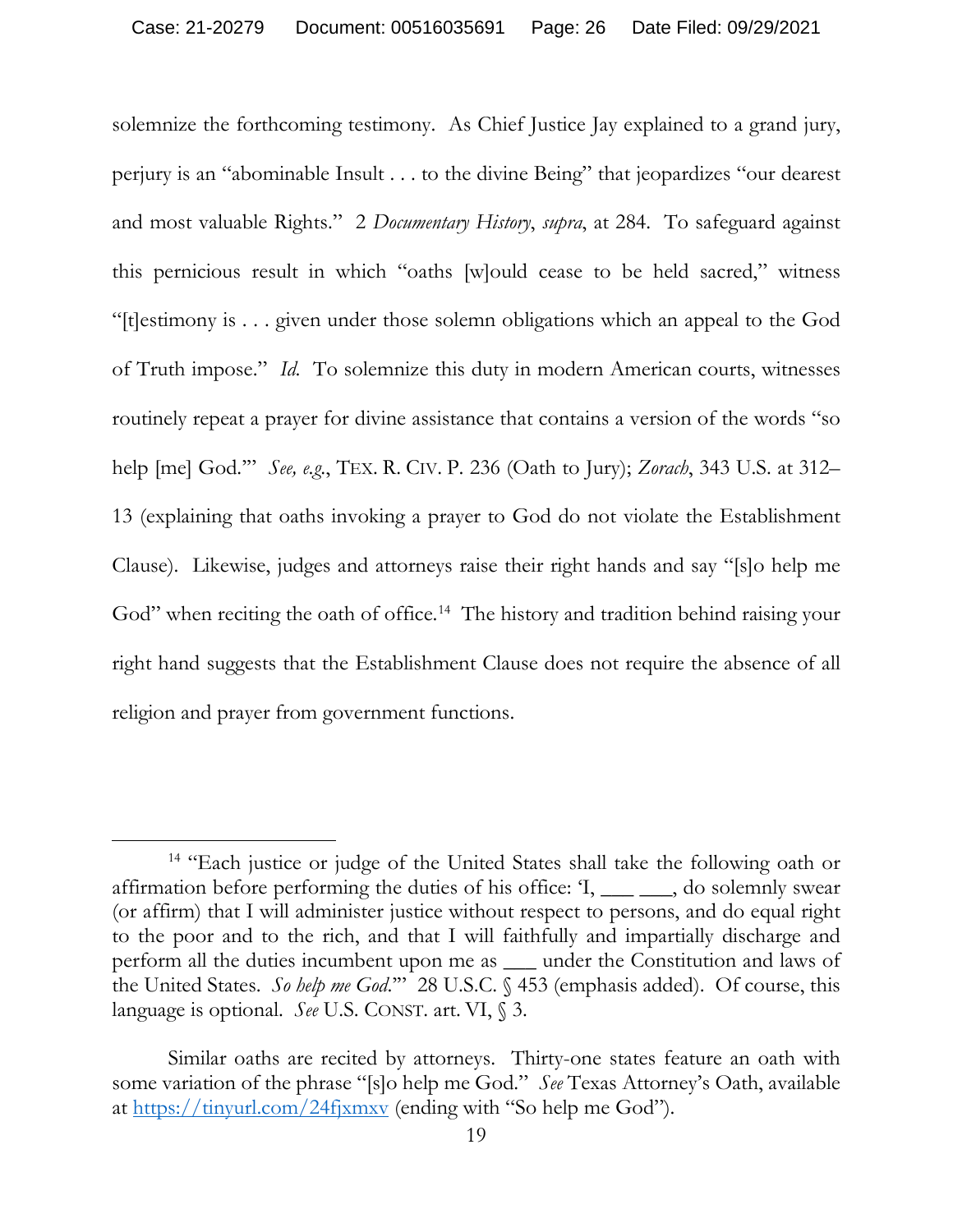solemnize the forthcoming testimony. As Chief Justice Jay explained to a grand jury, perjury is an "abominable Insult . . . to the divine Being" that jeopardizes "our dearest and most valuable Rights." 2 *Documentary History*, *supra*, at 284. To safeguard against this pernicious result in which "oaths [w]ould cease to be held sacred," witness "[t]estimony is . . . given under those solemn obligations which an appeal to the God of Truth impose." *Id.* To solemnize this duty in modern American courts, witnesses routinely repeat a prayer for divine assistance that contains a version of the words "so help [me] God."' *See, e.g.*, TEX. R. CIV. P. 236 (Oath to Jury); *Zorach*, 343 U.S. at 312–13 (explaining that oaths invoking a prayer to God do not violate the Establishment Clause). Likewise, judges and attorneys raise their right hands and say "[s]o help me God" when reciting the oath of office.[14] The history and tradition behind raising your right hand suggests that the Establishment Clause does not require the absence of all religion and prayer from government functions.

---

[14] "Each justice or judge of the United States shall take the following oath or affirmation before performing the duties of his office: 'I, ___ ___, do solemnly swear (or affirm) that I will administer justice without respect to persons, and do equal right to the poor and to the rich, and that I will faithfully and impartially discharge and perform all the duties incumbent upon me as ___ under the Constitution and laws of the United States. *So help me God*.'" 28 U.S.C. § 453 (emphasis added). Of course, this language is optional. *See* U.S. CONST. art. VI, § 3.

Similar oaths are recited by attorneys. Thirty-one states feature an oath with some variation of the phrase "[s]o help me God." *See* Texas Attorney's Oath, available at https://tinyurl.com/24fjxmxv (ending with "So help me God").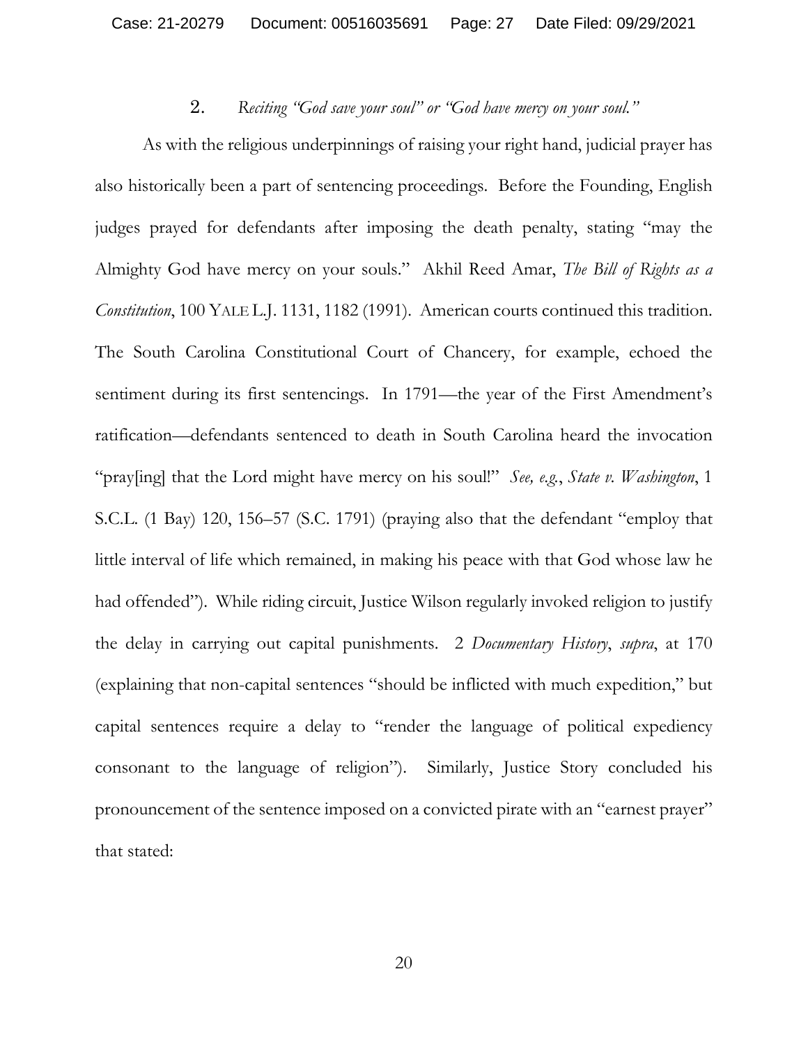### 2. *Reciting "God save your soul" or "God have mercy on your soul."*

As with the religious underpinnings of raising your right hand, judicial prayer has also historically been a part of sentencing proceedings. Before the Founding, English judges prayed for defendants after imposing the death penalty, stating "may the Almighty God have mercy on your souls." Akhil Reed Amar, *The Bill of Rights as a Constitution*, 100 YALE L.J. 1131, 1182 (1991). American courts continued this tradition. The South Carolina Constitutional Court of Chancery, for example, echoed the sentiment during its first sentencings. In 1791—the year of the First Amendment's ratification—defendants sentenced to death in South Carolina heard the invocation "pray[ing] that the Lord might have mercy on his soul!" *See, e.g.*, *State v. Washington*, 1 S.C.L. (1 Bay) 120, 156–57 (S.C. 1791) (praying also that the defendant "employ that little interval of life which remained, in making his peace with that God whose law he had offended"). While riding circuit, Justice Wilson regularly invoked religion to justify the delay in carrying out capital punishments. 2 *Documentary History*, *supra*, at 170 (explaining that non-capital sentences "should be inflicted with much expedition," but capital sentences require a delay to "render the language of political expediency consonant to the language of religion"). Similarly, Justice Story concluded his pronouncement of the sentence imposed on a convicted pirate with an "earnest prayer" that stated: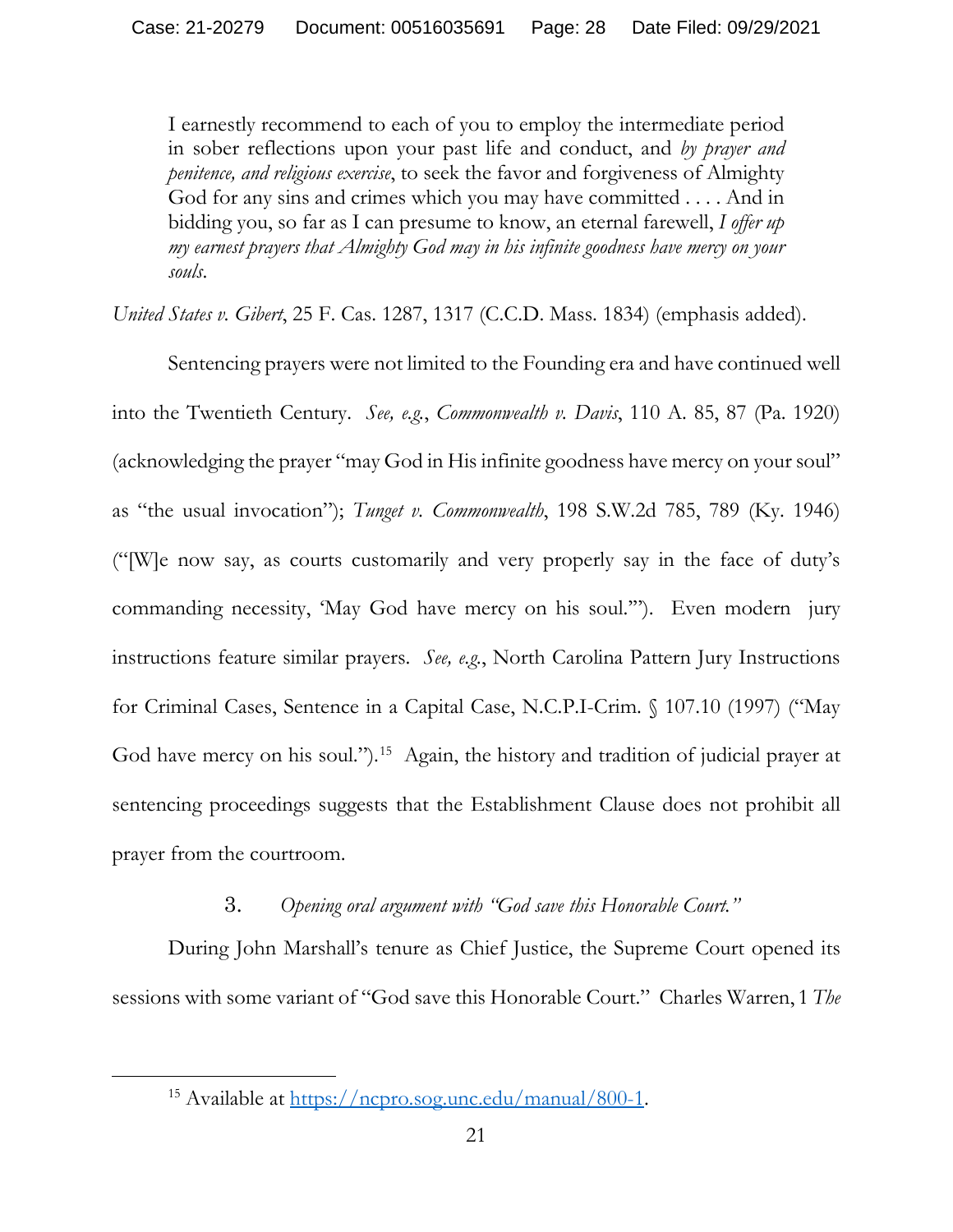> I earnestly recommend to each of you to employ the intermediate period in sober reflections upon your past life and conduct, and *by prayer and penitence, and religious exercise*, to seek the favor and forgiveness of Almighty God for any sins and crimes which you may have committed . . . . And in bidding you, so far as I can presume to know, an eternal farewell, *I offer up my earnest prayers that Almighty God may in his infinite goodness have mercy on your souls*.

*United States v. Gibert*, 25 F. Cas. 1287, 1317 (C.C.D. Mass. 1834) (emphasis added).

Sentencing prayers were not limited to the Founding era and have continued well into the Twentieth Century. *See, e.g.*, *Commonwealth v. Davis*, 110 A. 85, 87 (Pa. 1920) (acknowledging the prayer "may God in His infinite goodness have mercy on your soul" as "the usual invocation"); *Tunget v. Commonwealth*, 198 S.W.2d 785, 789 (Ky. 1946) ("[W]e now say, as courts customarily and very properly say in the face of duty's commanding necessity, 'May God have mercy on his soul.'"). Even modern jury instructions feature similar prayers. *See, e.g.*, North Carolina Pattern Jury Instructions for Criminal Cases, Sentence in a Capital Case, N.C.P.I-Crim. § 107.10 (1997) ("May God have mercy on his soul.").[15] Again, the history and tradition of judicial prayer at sentencing proceedings suggests that the Establishment Clause does not prohibit all prayer from the courtroom.

### 3. *Opening oral argument with "God save this Honorable Court."*

During John Marshall's tenure as Chief Justice, the Supreme Court opened its sessions with some variant of "God save this Honorable Court." Charles Warren, 1 *The*

[15] Available at https://ncpro.sog.unc.edu/manual/800-1.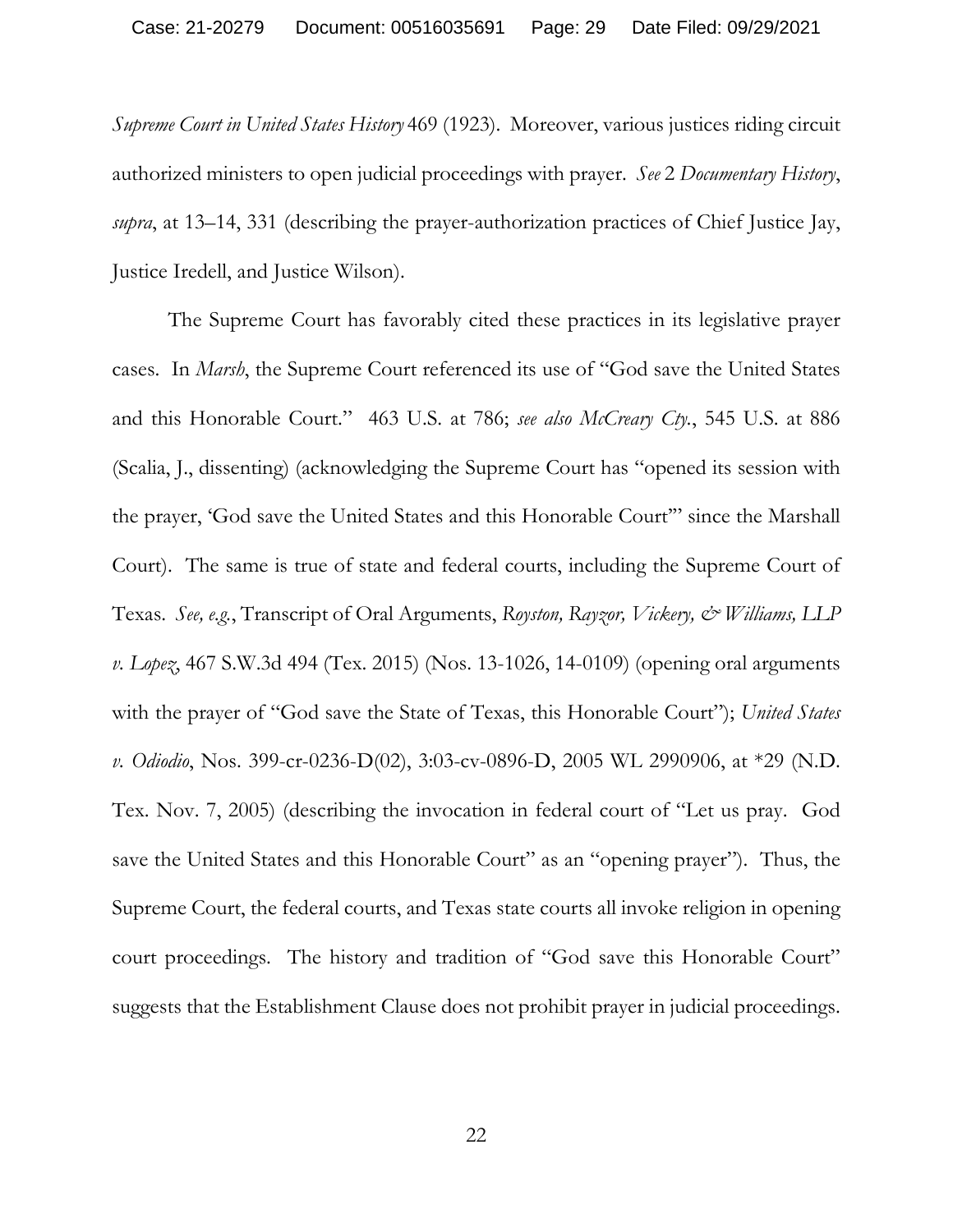*Supreme Court in United States History* 469 (1923). Moreover, various justices riding circuit authorized ministers to open judicial proceedings with prayer. *See* 2 *Documentary History*, *supra*, at 13–14, 331 (describing the prayer-authorization practices of Chief Justice Jay, Justice Iredell, and Justice Wilson).

The Supreme Court has favorably cited these practices in its legislative prayer cases. In *Marsh*, the Supreme Court referenced its use of "God save the United States and this Honorable Court." 463 U.S. at 786; *see also McCreary Cty.*, 545 U.S. at 886 (Scalia, J., dissenting) (acknowledging the Supreme Court has "opened its session with the prayer, 'God save the United States and this Honorable Court'" since the Marshall Court). The same is true of state and federal courts, including the Supreme Court of Texas. *See, e.g.*, Transcript of Oral Arguments, *Royston, Rayzor, Vickery, & Williams, LLP v. Lopez*, 467 S.W.3d 494 (Tex. 2015) (Nos. 13-1026, 14-0109) (opening oral arguments with the prayer of "God save the State of Texas, this Honorable Court"); *United States v. Odiodio*, Nos. 399-cr-0236-D(02), 3:03-cv-0896-D, 2005 WL 2990906, at *29 (N.D. Tex. Nov. 7, 2005) (describing the invocation in federal court of "Let us pray. God save the United States and this Honorable Court" as an "opening prayer"). Thus, the Supreme Court, the federal courts, and Texas state courts all invoke religion in opening court proceedings. The history and tradition of "God save this Honorable Court" suggests that the Establishment Clause does not prohibit prayer in judicial proceedings.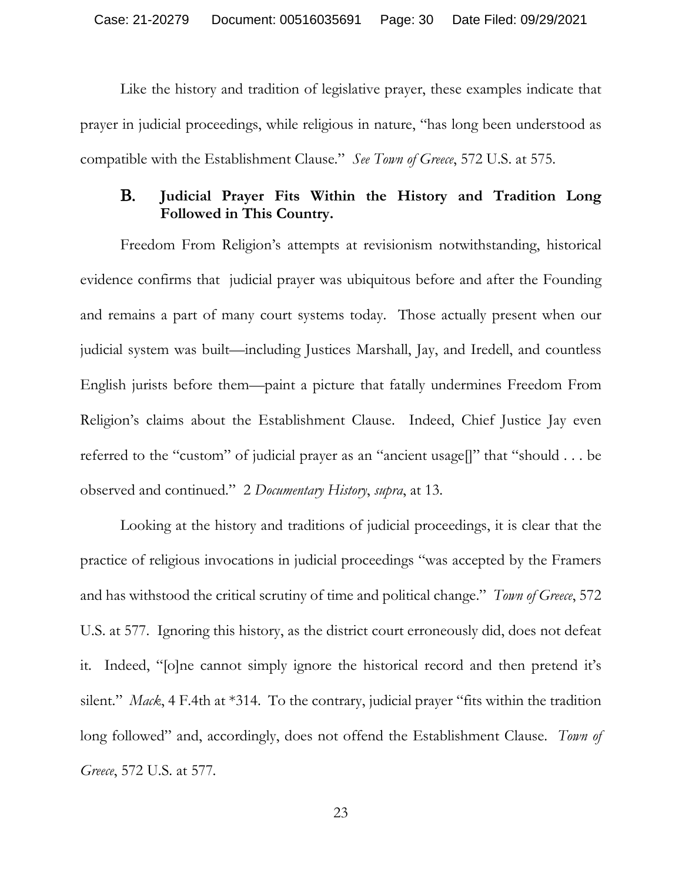Like the history and tradition of legislative prayer, these examples indicate that prayer in judicial proceedings, while religious in nature, "has long been understood as compatible with the Establishment Clause." *See Town of Greece*, 572 U.S. at 575.

### B. Judicial Prayer Fits Within the History and Tradition Long Followed in This Country.

Freedom From Religion's attempts at revisionism notwithstanding, historical evidence confirms that judicial prayer was ubiquitous before and after the Founding and remains a part of many court systems today. Those actually present when our judicial system was built—including Justices Marshall, Jay, and Iredell, and countless English jurists before them—paint a picture that fatally undermines Freedom From Religion's claims about the Establishment Clause. Indeed, Chief Justice Jay even referred to the "custom" of judicial prayer as an "ancient usage[]" that "should . . . be observed and continued." 2 *Documentary History*, *supra*, at 13.

Looking at the history and traditions of judicial proceedings, it is clear that the practice of religious invocations in judicial proceedings "was accepted by the Framers and has withstood the critical scrutiny of time and political change." *Town of Greece*, 572 U.S. at 577. Ignoring this history, as the district court erroneously did, does not defeat it. Indeed, "[o]ne cannot simply ignore the historical record and then pretend it's silent." *Mack*, 4 F.4th at *314. To the contrary, judicial prayer "fits within the tradition long followed" and, accordingly, does not offend the Establishment Clause. *Town of Greece*, 572 U.S. at 577.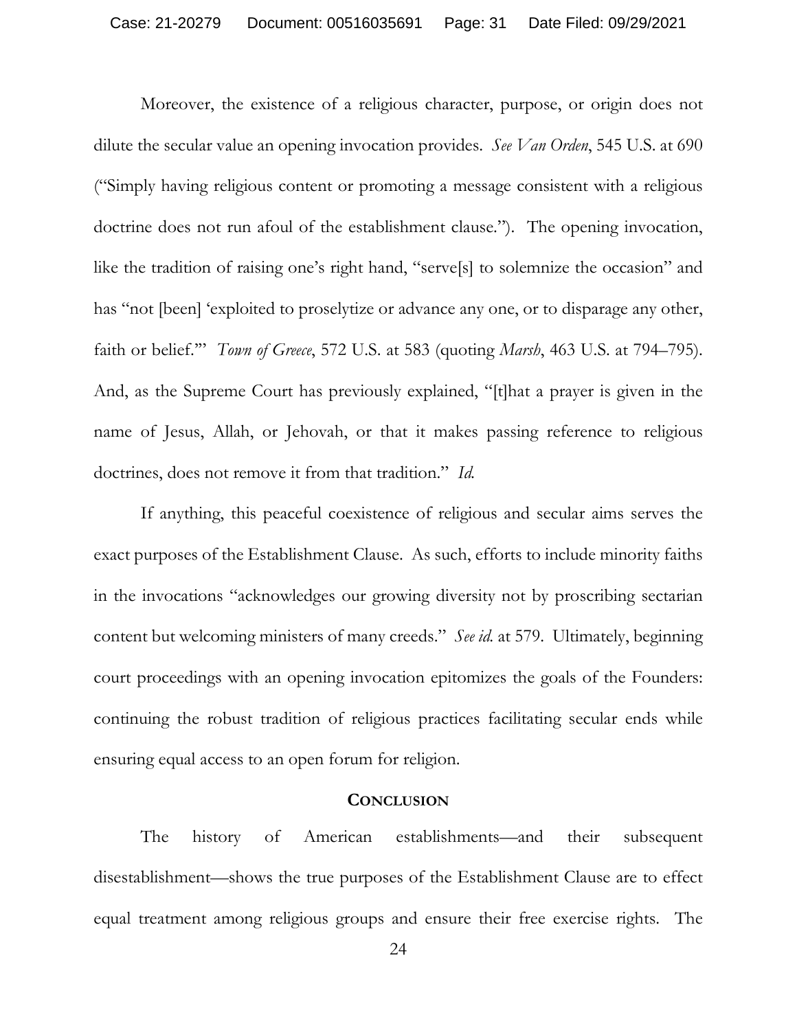Moreover, the existence of a religious character, purpose, or origin does not dilute the secular value an opening invocation provides. *See Van Orden*, 545 U.S. at 690 ("Simply having religious content or promoting a message consistent with a religious doctrine does not run afoul of the establishment clause."). The opening invocation, like the tradition of raising one's right hand, "serve[s] to solemnize the occasion" and has "not [been] 'exploited to proselytize or advance any one, or to disparage any other, faith or belief.'" *Town of Greece*, 572 U.S. at 583 (quoting *Marsh*, 463 U.S. at 794–795). And, as the Supreme Court has previously explained, "[t]hat a prayer is given in the name of Jesus, Allah, or Jehovah, or that it makes passing reference to religious doctrines, does not remove it from that tradition." *Id.*

If anything, this peaceful coexistence of religious and secular aims serves the exact purposes of the Establishment Clause. As such, efforts to include minority faiths in the invocations "acknowledges our growing diversity not by proscribing sectarian content but welcoming ministers of many creeds." *See id.* at 579. Ultimately, beginning court proceedings with an opening invocation epitomizes the goals of the Founders: continuing the robust tradition of religious practices facilitating secular ends while ensuring equal access to an open forum for religion.

## **CONCLUSION**

The history of American establishments—and their subsequent disestablishment—shows the true purposes of the Establishment Clause are to effect equal treatment among religious groups and ensure their free exercise rights. The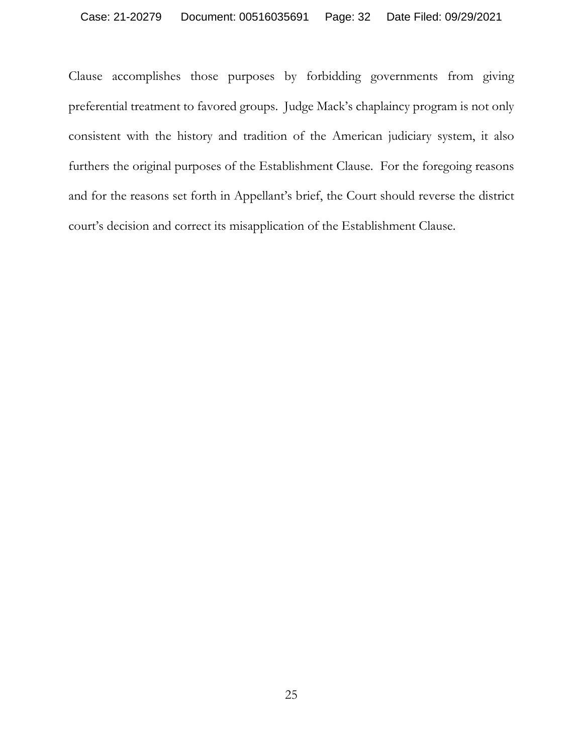Clause accomplishes those purposes by forbidding governments from giving preferential treatment to favored groups. Judge Mack's chaplaincy program is not only consistent with the history and tradition of the American judiciary system, it also furthers the original purposes of the Establishment Clause. For the foregoing reasons and for the reasons set forth in Appellant's brief, the Court should reverse the district court's decision and correct its misapplication of the Establishment Clause.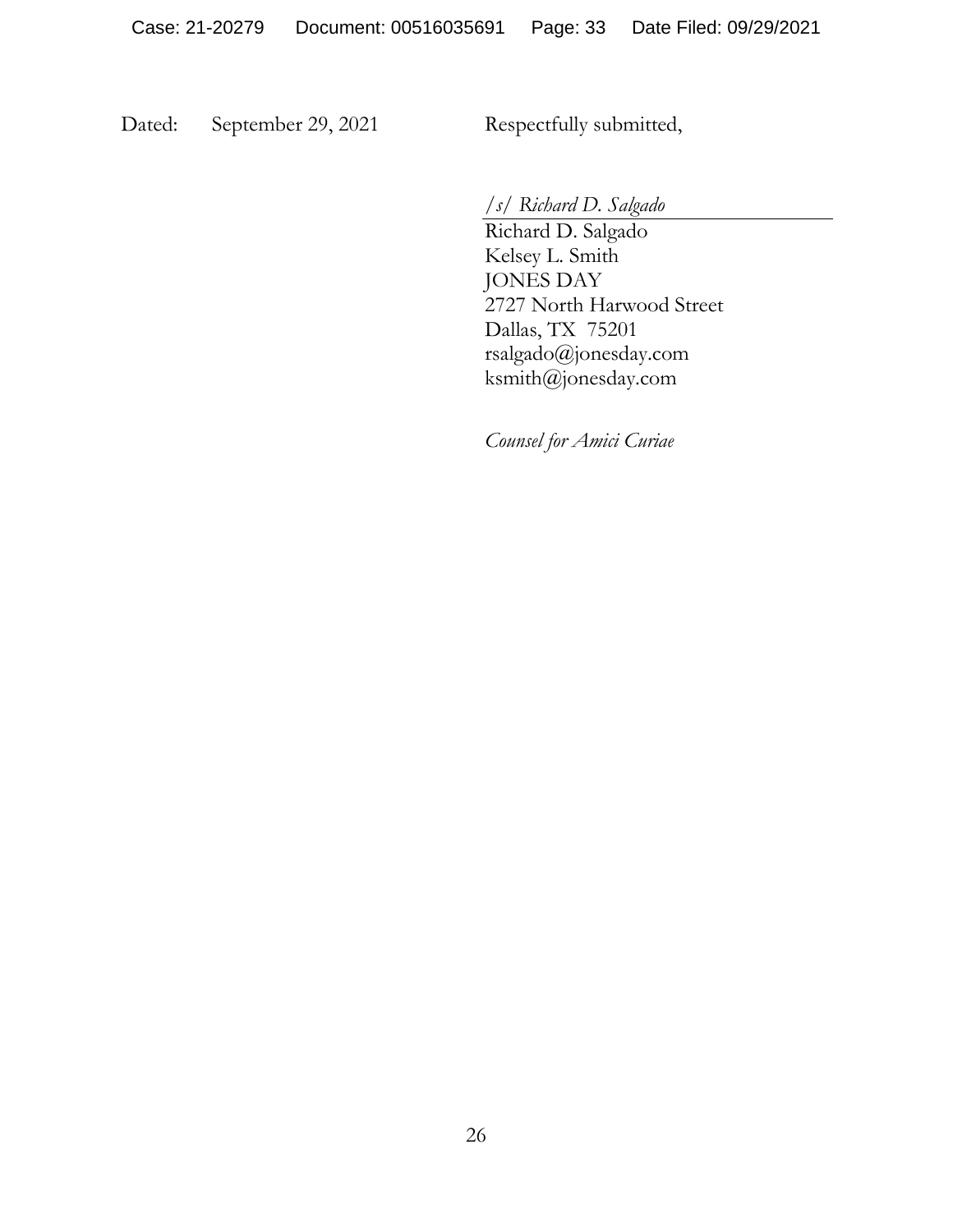Dated: September 29, 2021

Respectfully submitted,

*/s/ Richard D. Salgado*

Richard D. Salgado
Kelsey L. Smith
JONES DAY
2727 North Harwood Street
Dallas, TX 75201
rsalgado@jonesday.com
ksmith@jonesday.com

*Counsel for Amici Curiae*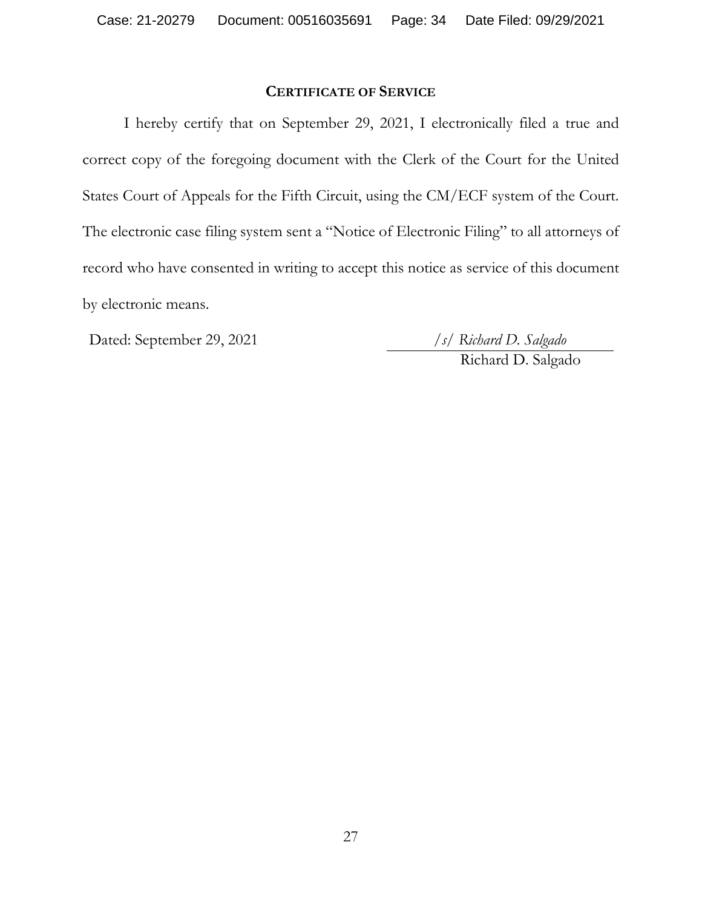## CERTIFICATE OF SERVICE

I hereby certify that on September 29, 2021, I electronically filed a true and correct copy of the foregoing document with the Clerk of the Court for the United States Court of Appeals for the Fifth Circuit, using the CM/ECF system of the Court. The electronic case filing system sent a "Notice of Electronic Filing" to all attorneys of record who have consented in writing to accept this notice as service of this document by electronic means.

Dated: September 29, 2021

*/s/ Richard D. Salgado*

Richard D. Salgado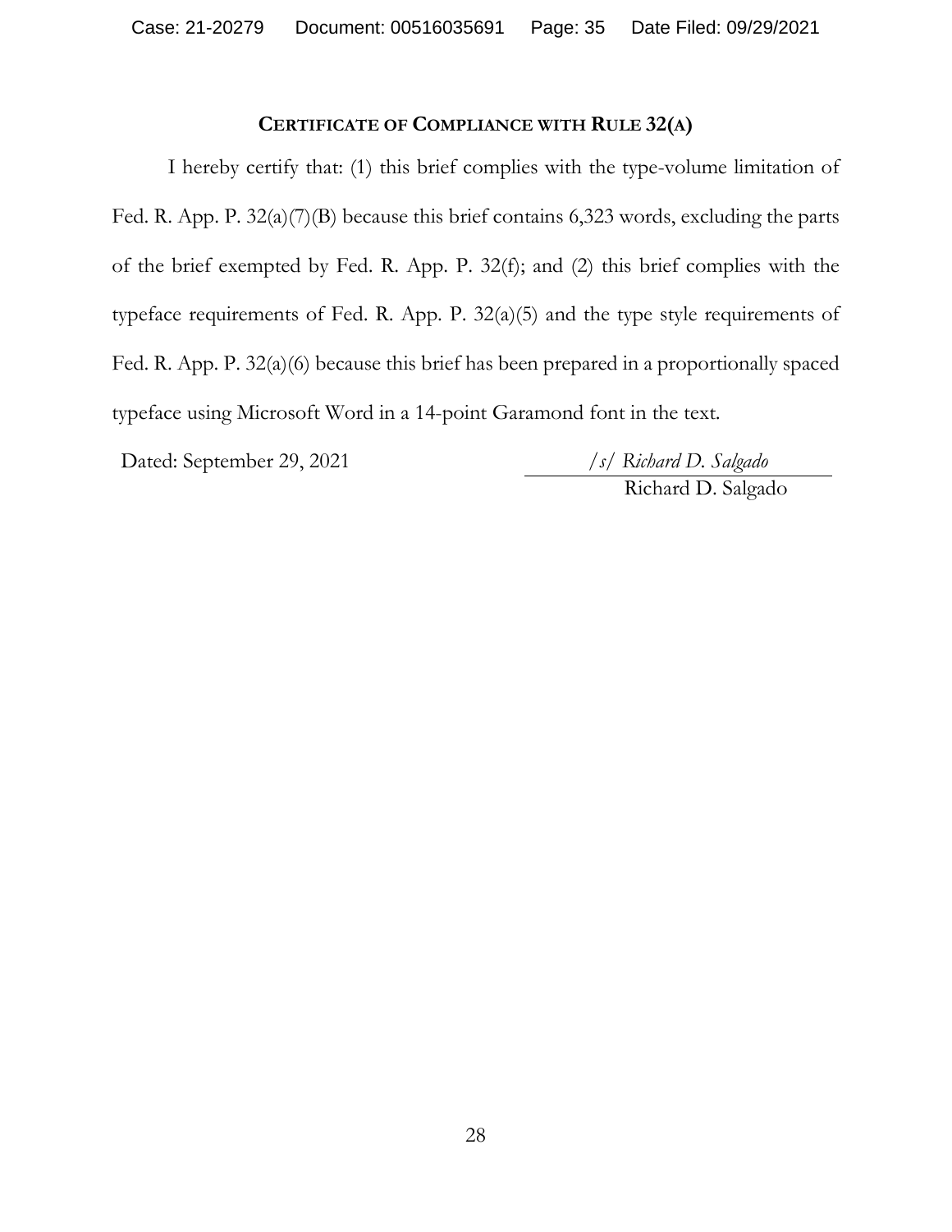## Certificate of Compliance with Rule 32(a)

I hereby certify that: (1) this brief complies with the type-volume limitation of Fed. R. App. P. 32(a)(7)(B) because this brief contains 6,323 words, excluding the parts of the brief exempted by Fed. R. App. P. 32(f); and (2) this brief complies with the typeface requirements of Fed. R. App. P. 32(a)(5) and the type style requirements of Fed. R. App. P. 32(a)(6) because this brief has been prepared in a proportionally spaced typeface using Microsoft Word in a 14-point Garamond font in the text.

Dated: September 29, 2021

*/s/ Richard D. Salgado*
Richard D. Salgado